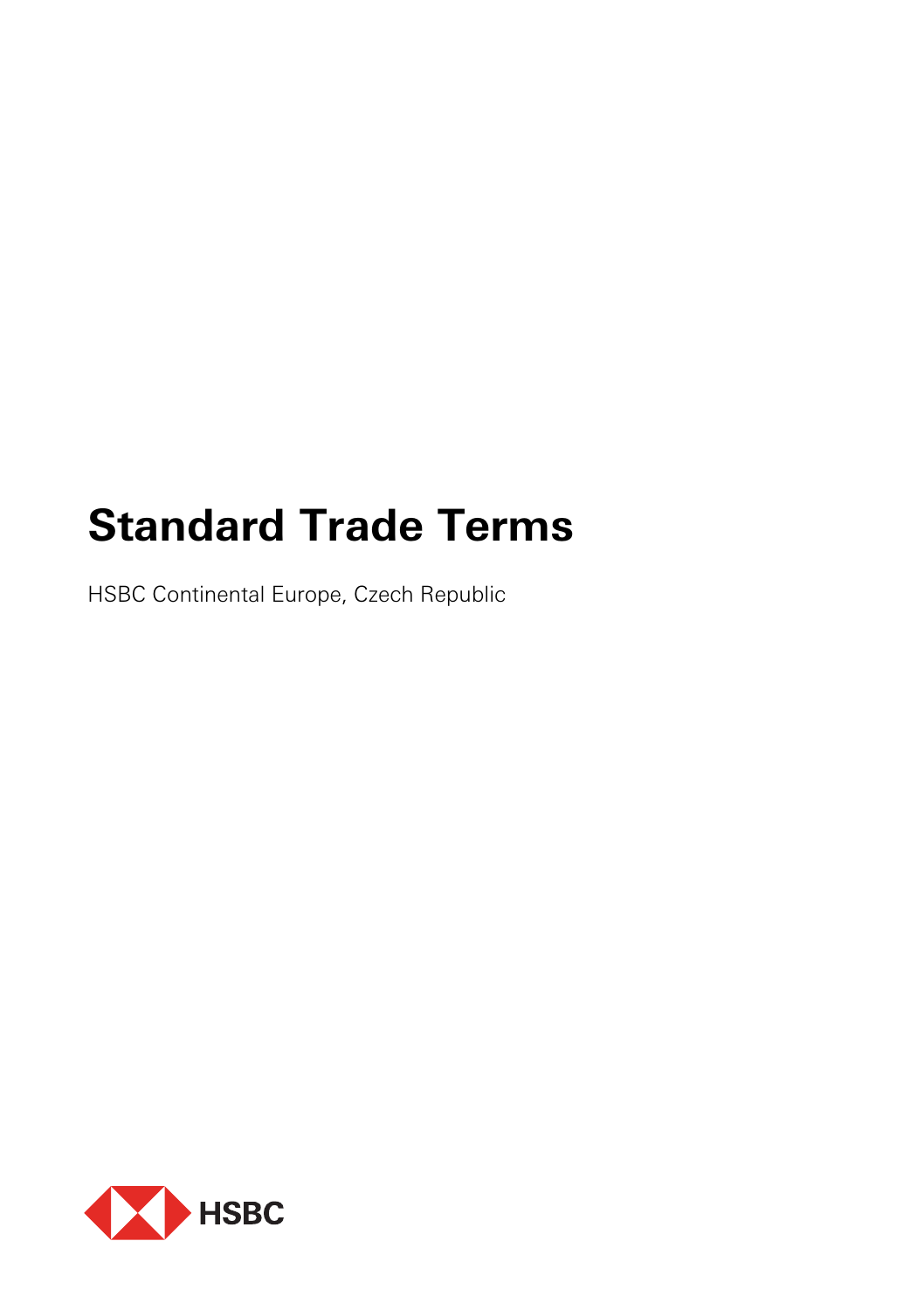# Standard Trade Terms

HSBC Continental Europe, Czech Republic

HSBC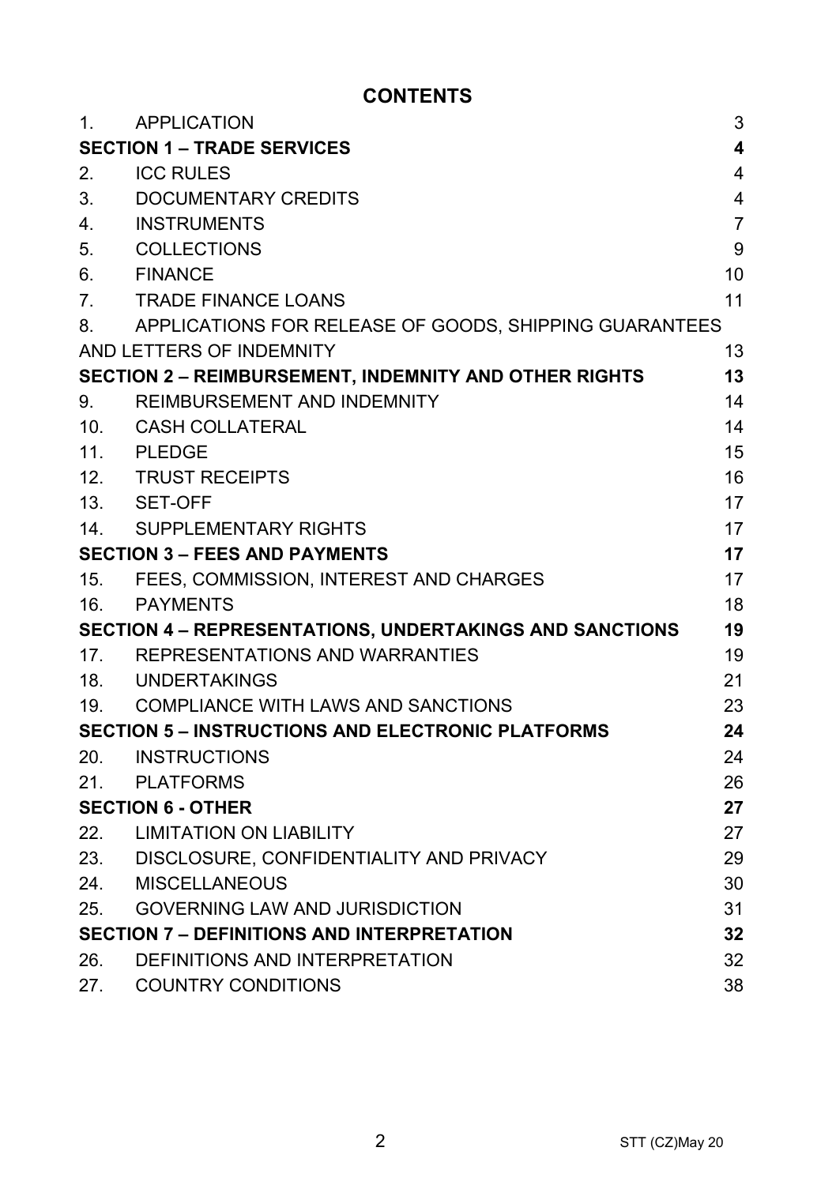# CONTENTS

| | | |
|---|---|---|
| 1. | APPLICATION | 3 |
| **SECTION 1 – TRADE SERVICES** | | **4** |
| 2. | ICC RULES | 4 |
| 3. | DOCUMENTARY CREDITS | 4 |
| 4. | INSTRUMENTS | 7 |
| 5. | COLLECTIONS | 9 |
| 6. | FINANCE | 10 |
| 7. | TRADE FINANCE LOANS | 11 |
| 8. | APPLICATIONS FOR RELEASE OF GOODS, SHIPPING GUARANTEES AND LETTERS OF INDEMNITY | 13 |
| **SECTION 2 – REIMBURSEMENT, INDEMNITY AND OTHER RIGHTS** | | **13** |
| 9. | REIMBURSEMENT AND INDEMNITY | 14 |
| 10. | CASH COLLATERAL | 14 |
| 11. | PLEDGE | 15 |
| 12. | TRUST RECEIPTS | 16 |
| 13. | SET-OFF | 17 |
| 14. | SUPPLEMENTARY RIGHTS | 17 |
| **SECTION 3 – FEES AND PAYMENTS** | | **17** |
| 15. | FEES, COMMISSION, INTEREST AND CHARGES | 17 |
| 16. | PAYMENTS | 18 |
| **SECTION 4 – REPRESENTATIONS, UNDERTAKINGS AND SANCTIONS** | | **19** |
| 17. | REPRESENTATIONS AND WARRANTIES | 19 |
| 18. | UNDERTAKINGS | 21 |
| 19. | COMPLIANCE WITH LAWS AND SANCTIONS | 23 |
| **SECTION 5 – INSTRUCTIONS AND ELECTRONIC PLATFORMS** | | **24** |
| 20. | INSTRUCTIONS | 24 |
| 21. | PLATFORMS | 26 |
| **SECTION 6 - OTHER** | | **27** |
| 22. | LIMITATION ON LIABILITY | 27 |
| 23. | DISCLOSURE, CONFIDENTIALITY AND PRIVACY | 29 |
| 24. | MISCELLANEOUS | 30 |
| 25. | GOVERNING LAW AND JURISDICTION | 31 |
| **SECTION 7 – DEFINITIONS AND INTERPRETATION** | | **32** |
| 26. | DEFINITIONS AND INTERPRETATION | 32 |
| 27. | COUNTRY CONDITIONS | 38 |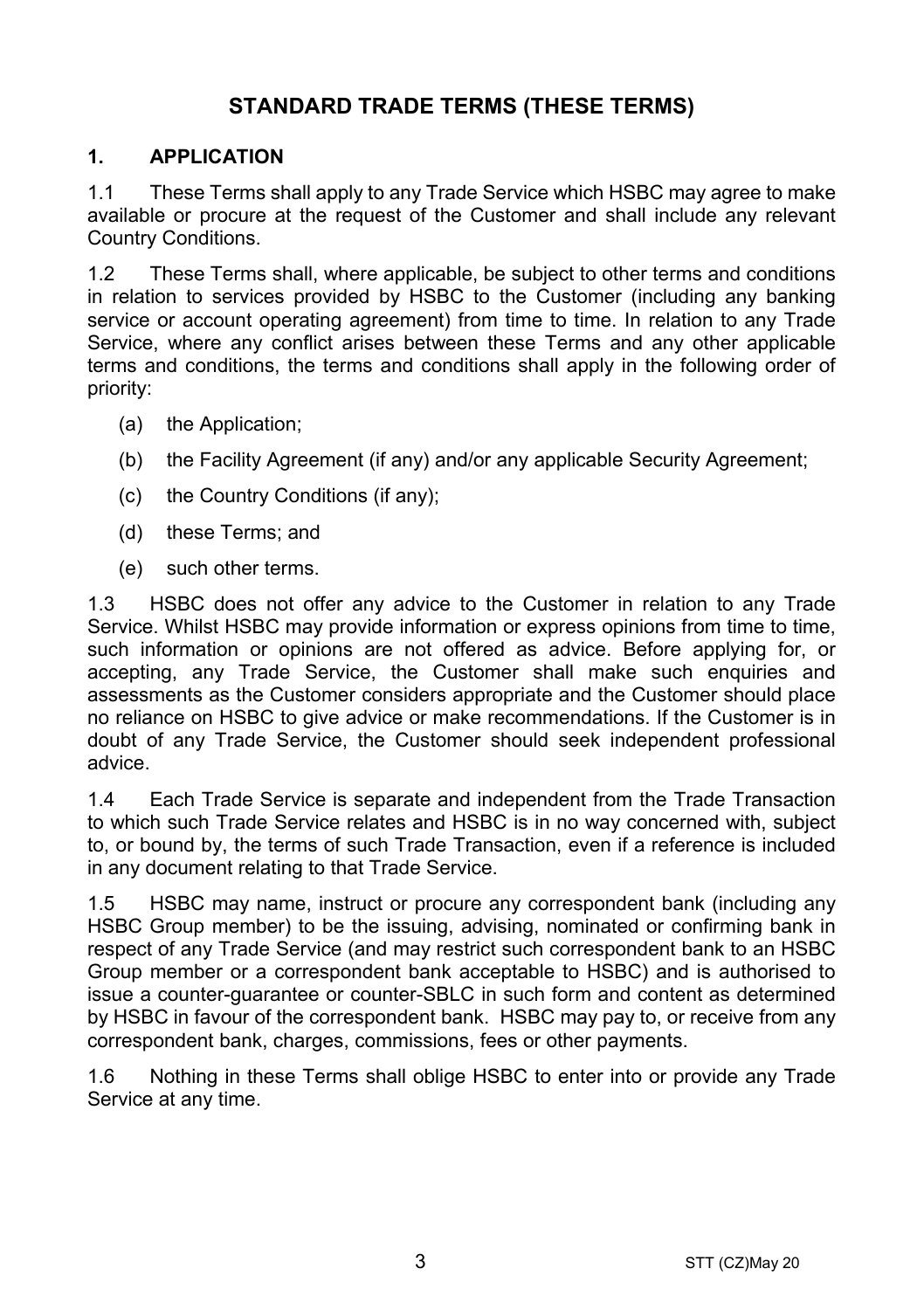# STANDARD TRADE TERMS (THESE TERMS)

## 1. APPLICATION

1.1 These Terms shall apply to any Trade Service which HSBC may agree to make available or procure at the request of the Customer and shall include any relevant Country Conditions.

1.2 These Terms shall, where applicable, be subject to other terms and conditions in relation to services provided by HSBC to the Customer (including any banking service or account operating agreement) from time to time. In relation to any Trade Service, where any conflict arises between these Terms and any other applicable terms and conditions, the terms and conditions shall apply in the following order of priority:

(a) the Application;

(b) the Facility Agreement (if any) and/or any applicable Security Agreement;

(c) the Country Conditions (if any);

(d) these Terms; and

(e) such other terms.

1.3 HSBC does not offer any advice to the Customer in relation to any Trade Service. Whilst HSBC may provide information or express opinions from time to time, such information or opinions are not offered as advice. Before applying for, or accepting, any Trade Service, the Customer shall make such enquiries and assessments as the Customer considers appropriate and the Customer should place no reliance on HSBC to give advice or make recommendations. If the Customer is in doubt of any Trade Service, the Customer should seek independent professional advice.

1.4 Each Trade Service is separate and independent from the Trade Transaction to which such Trade Service relates and HSBC is in no way concerned with, subject to, or bound by, the terms of such Trade Transaction, even if a reference is included in any document relating to that Trade Service.

1.5 HSBC may name, instruct or procure any correspondent bank (including any HSBC Group member) to be the issuing, advising, nominated or confirming bank in respect of any Trade Service (and may restrict such correspondent bank to an HSBC Group member or a correspondent bank acceptable to HSBC) and is authorised to issue a counter-guarantee or counter-SBLC in such form and content as determined by HSBC in favour of the correspondent bank. HSBC may pay to, or receive from any correspondent bank, charges, commissions, fees or other payments.

1.6 Nothing in these Terms shall oblige HSBC to enter into or provide any Trade Service at any time.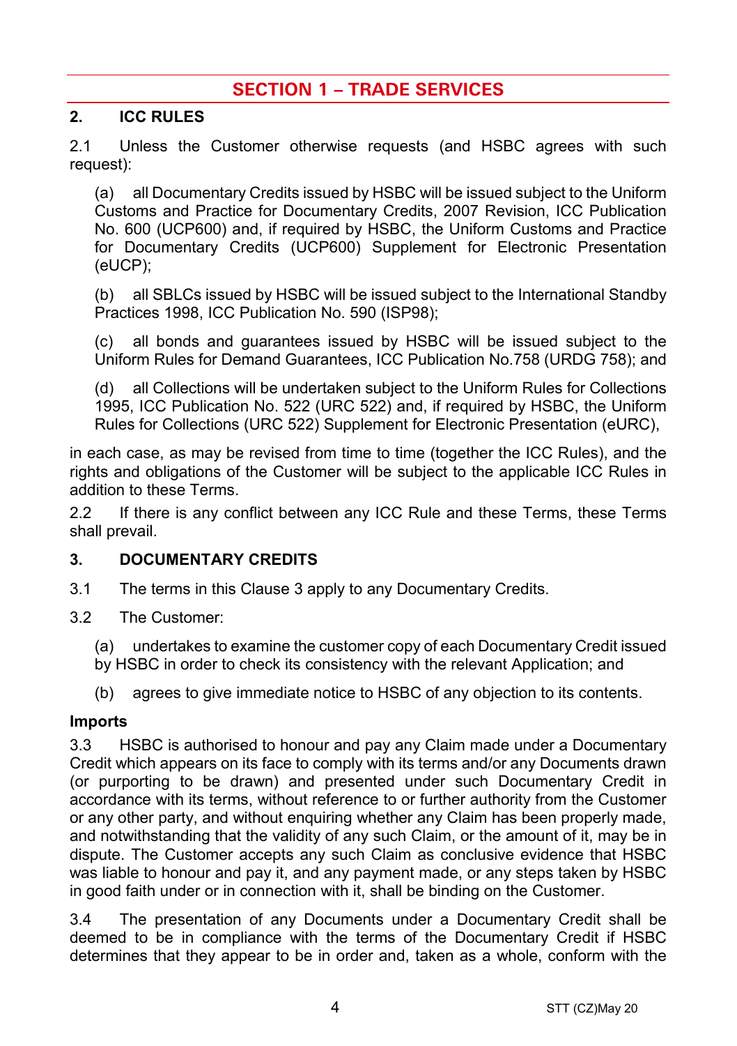## SECTION 1 – TRADE SERVICES

### 2. ICC RULES

2.1 Unless the Customer otherwise requests (and HSBC agrees with such request):

(a) all Documentary Credits issued by HSBC will be issued subject to the Uniform Customs and Practice for Documentary Credits, 2007 Revision, ICC Publication No. 600 (UCP600) and, if required by HSBC, the Uniform Customs and Practice for Documentary Credits (UCP600) Supplement for Electronic Presentation (eUCP);

(b) all SBLCs issued by HSBC will be issued subject to the International Standby Practices 1998, ICC Publication No. 590 (ISP98);

(c) all bonds and guarantees issued by HSBC will be issued subject to the Uniform Rules for Demand Guarantees, ICC Publication No.758 (URDG 758); and

(d) all Collections will be undertaken subject to the Uniform Rules for Collections 1995, ICC Publication No. 522 (URC 522) and, if required by HSBC, the Uniform Rules for Collections (URC 522) Supplement for Electronic Presentation (eURC),

in each case, as may be revised from time to time (together the ICC Rules), and the rights and obligations of the Customer will be subject to the applicable ICC Rules in addition to these Terms.

2.2 If there is any conflict between any ICC Rule and these Terms, these Terms shall prevail.

### 3. DOCUMENTARY CREDITS

3.1 The terms in this Clause 3 apply to any Documentary Credits.

3.2 The Customer:

(a) undertakes to examine the customer copy of each Documentary Credit issued by HSBC in order to check its consistency with the relevant Application; and

(b) agrees to give immediate notice to HSBC of any objection to its contents.

**Imports**

3.3 HSBC is authorised to honour and pay any Claim made under a Documentary Credit which appears on its face to comply with its terms and/or any Documents drawn (or purporting to be drawn) and presented under such Documentary Credit in accordance with its terms, without reference to or further authority from the Customer or any other party, and without enquiring whether any Claim has been properly made, and notwithstanding that the validity of any such Claim, or the amount of it, may be in dispute. The Customer accepts any such Claim as conclusive evidence that HSBC was liable to honour and pay it, and any payment made, or any steps taken by HSBC in good faith under or in connection with it, shall be binding on the Customer.

3.4 The presentation of any Documents under a Documentary Credit shall be deemed to be in compliance with the terms of the Documentary Credit if HSBC determines that they appear to be in order and, taken as a whole, conform with the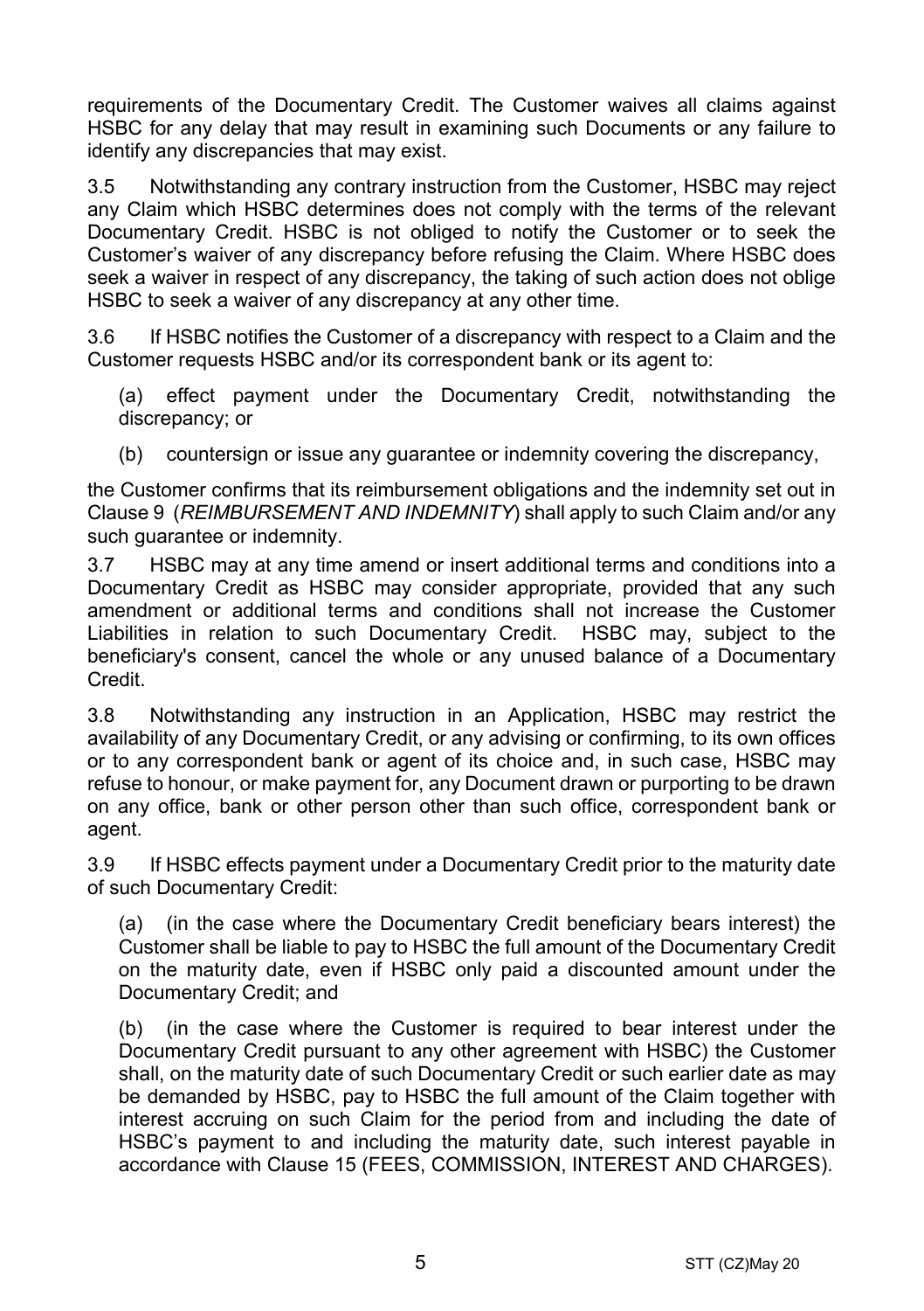requirements of the Documentary Credit. The Customer waives all claims against HSBC for any delay that may result in examining such Documents or any failure to identify any discrepancies that may exist.

3.5 Notwithstanding any contrary instruction from the Customer, HSBC may reject any Claim which HSBC determines does not comply with the terms of the relevant Documentary Credit. HSBC is not obliged to notify the Customer or to seek the Customer's waiver of any discrepancy before refusing the Claim. Where HSBC does seek a waiver in respect of any discrepancy, the taking of such action does not oblige HSBC to seek a waiver of any discrepancy at any other time.

3.6 If HSBC notifies the Customer of a discrepancy with respect to a Claim and the Customer requests HSBC and/or its correspondent bank or its agent to:

(a) effect payment under the Documentary Credit, notwithstanding the discrepancy; or

(b) countersign or issue any guarantee or indemnity covering the discrepancy,

the Customer confirms that its reimbursement obligations and the indemnity set out in Clause 9 (*REIMBURSEMENT AND INDEMNITY*) shall apply to such Claim and/or any such guarantee or indemnity.

3.7 HSBC may at any time amend or insert additional terms and conditions into a Documentary Credit as HSBC may consider appropriate, provided that any such amendment or additional terms and conditions shall not increase the Customer Liabilities in relation to such Documentary Credit. HSBC may, subject to the beneficiary's consent, cancel the whole or any unused balance of a Documentary Credit.

3.8 Notwithstanding any instruction in an Application, HSBC may restrict the availability of any Documentary Credit, or any advising or confirming, to its own offices or to any correspondent bank or agent of its choice and, in such case, HSBC may refuse to honour, or make payment for, any Document drawn or purporting to be drawn on any office, bank or other person other than such office, correspondent bank or agent.

3.9 If HSBC effects payment under a Documentary Credit prior to the maturity date of such Documentary Credit:

(a) (in the case where the Documentary Credit beneficiary bears interest) the Customer shall be liable to pay to HSBC the full amount of the Documentary Credit on the maturity date, even if HSBC only paid a discounted amount under the Documentary Credit; and

(b) (in the case where the Customer is required to bear interest under the Documentary Credit pursuant to any other agreement with HSBC) the Customer shall, on the maturity date of such Documentary Credit or such earlier date as may be demanded by HSBC, pay to HSBC the full amount of the Claim together with interest accruing on such Claim for the period from and including the date of HSBC's payment to and including the maturity date, such interest payable in accordance with Clause 15 (FEES, COMMISSION, INTEREST AND CHARGES).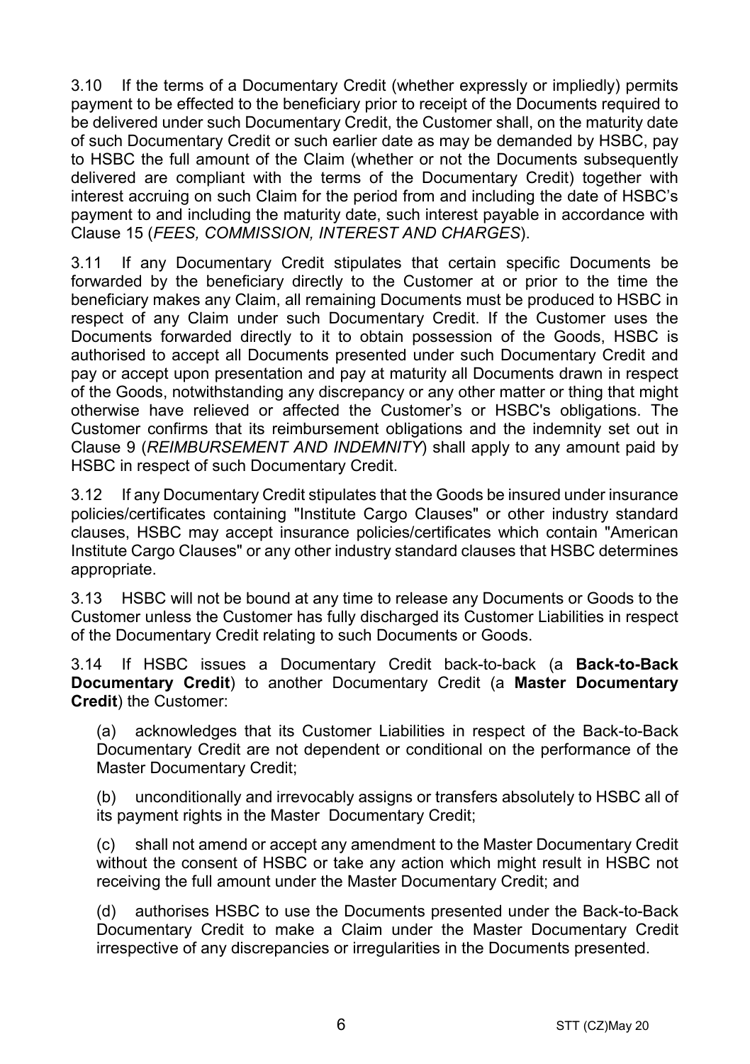3.10 If the terms of a Documentary Credit (whether expressly or impliedly) permits payment to be effected to the beneficiary prior to receipt of the Documents required to be delivered under such Documentary Credit, the Customer shall, on the maturity date of such Documentary Credit or such earlier date as may be demanded by HSBC, pay to HSBC the full amount of the Claim (whether or not the Documents subsequently delivered are compliant with the terms of the Documentary Credit) together with interest accruing on such Claim for the period from and including the date of HSBC's payment to and including the maturity date, such interest payable in accordance with Clause 15 (*FEES, COMMISSION, INTEREST AND CHARGES*).

3.11 If any Documentary Credit stipulates that certain specific Documents be forwarded by the beneficiary directly to the Customer at or prior to the time the beneficiary makes any Claim, all remaining Documents must be produced to HSBC in respect of any Claim under such Documentary Credit. If the Customer uses the Documents forwarded directly to it to obtain possession of the Goods, HSBC is authorised to accept all Documents presented under such Documentary Credit and pay or accept upon presentation and pay at maturity all Documents drawn in respect of the Goods, notwithstanding any discrepancy or any other matter or thing that might otherwise have relieved or affected the Customer's or HSBC's obligations. The Customer confirms that its reimbursement obligations and the indemnity set out in Clause 9 (*REIMBURSEMENT AND INDEMNITY*) shall apply to any amount paid by HSBC in respect of such Documentary Credit.

3.12 If any Documentary Credit stipulates that the Goods be insured under insurance policies/certificates containing "Institute Cargo Clauses" or other industry standard clauses, HSBC may accept insurance policies/certificates which contain "American Institute Cargo Clauses" or any other industry standard clauses that HSBC determines appropriate.

3.13 HSBC will not be bound at any time to release any Documents or Goods to the Customer unless the Customer has fully discharged its Customer Liabilities in respect of the Documentary Credit relating to such Documents or Goods.

3.14 If HSBC issues a Documentary Credit back-to-back (a **Back-to-Back Documentary Credit**) to another Documentary Credit (a **Master Documentary Credit**) the Customer:

(a) acknowledges that its Customer Liabilities in respect of the Back-to-Back Documentary Credit are not dependent or conditional on the performance of the Master Documentary Credit;

(b) unconditionally and irrevocably assigns or transfers absolutely to HSBC all of its payment rights in the Master Documentary Credit;

(c) shall not amend or accept any amendment to the Master Documentary Credit without the consent of HSBC or take any action which might result in HSBC not receiving the full amount under the Master Documentary Credit; and

(d) authorises HSBC to use the Documents presented under the Back-to-Back Documentary Credit to make a Claim under the Master Documentary Credit irrespective of any discrepancies or irregularities in the Documents presented.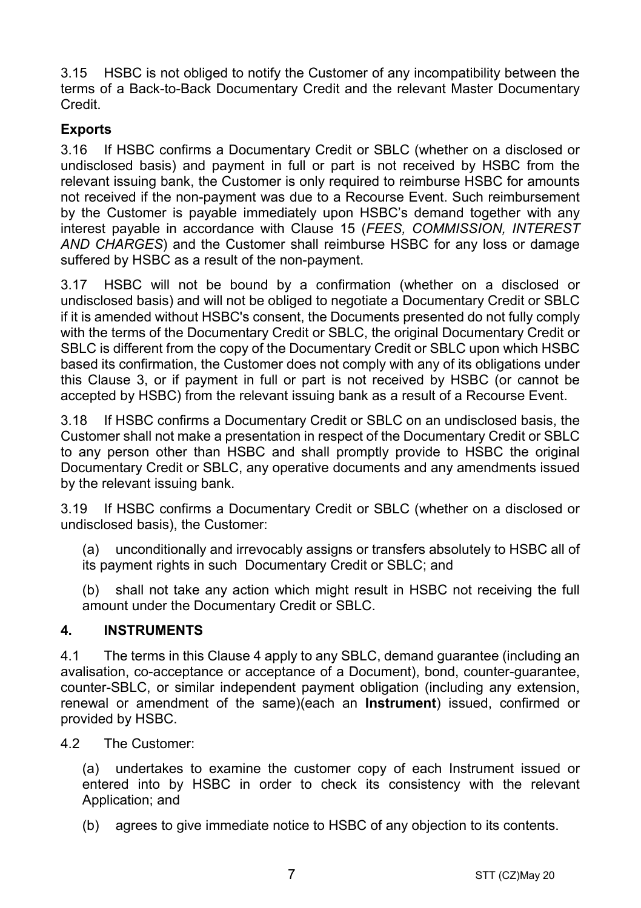3.15 HSBC is not obliged to notify the Customer of any incompatibility between the terms of a Back-to-Back Documentary Credit and the relevant Master Documentary Credit.

**Exports**

3.16 If HSBC confirms a Documentary Credit or SBLC (whether on a disclosed or undisclosed basis) and payment in full or part is not received by HSBC from the relevant issuing bank, the Customer is only required to reimburse HSBC for amounts not received if the non-payment was due to a Recourse Event. Such reimbursement by the Customer is payable immediately upon HSBC's demand together with any interest payable in accordance with Clause 15 (*FEES, COMMISSION, INTEREST AND CHARGES*) and the Customer shall reimburse HSBC for any loss or damage suffered by HSBC as a result of the non-payment.

3.17 HSBC will not be bound by a confirmation (whether on a disclosed or undisclosed basis) and will not be obliged to negotiate a Documentary Credit or SBLC if it is amended without HSBC's consent, the Documents presented do not fully comply with the terms of the Documentary Credit or SBLC, the original Documentary Credit or SBLC is different from the copy of the Documentary Credit or SBLC upon which HSBC based its confirmation, the Customer does not comply with any of its obligations under this Clause 3, or if payment in full or part is not received by HSBC (or cannot be accepted by HSBC) from the relevant issuing bank as a result of a Recourse Event.

3.18 If HSBC confirms a Documentary Credit or SBLC on an undisclosed basis, the Customer shall not make a presentation in respect of the Documentary Credit or SBLC to any person other than HSBC and shall promptly provide to HSBC the original Documentary Credit or SBLC, any operative documents and any amendments issued by the relevant issuing bank.

3.19 If HSBC confirms a Documentary Credit or SBLC (whether on a disclosed or undisclosed basis), the Customer:

(a) unconditionally and irrevocably assigns or transfers absolutely to HSBC all of its payment rights in such Documentary Credit or SBLC; and

(b) shall not take any action which might result in HSBC not receiving the full amount under the Documentary Credit or SBLC.

## 4. INSTRUMENTS

4.1 The terms in this Clause 4 apply to any SBLC, demand guarantee (including an avalisation, co-acceptance or acceptance of a Document), bond, counter-guarantee, counter-SBLC, or similar independent payment obligation (including any extension, renewal or amendment of the same)(each an **Instrument**) issued, confirmed or provided by HSBC.

4.2 The Customer:

(a) undertakes to examine the customer copy of each Instrument issued or entered into by HSBC in order to check its consistency with the relevant Application; and

(b) agrees to give immediate notice to HSBC of any objection to its contents.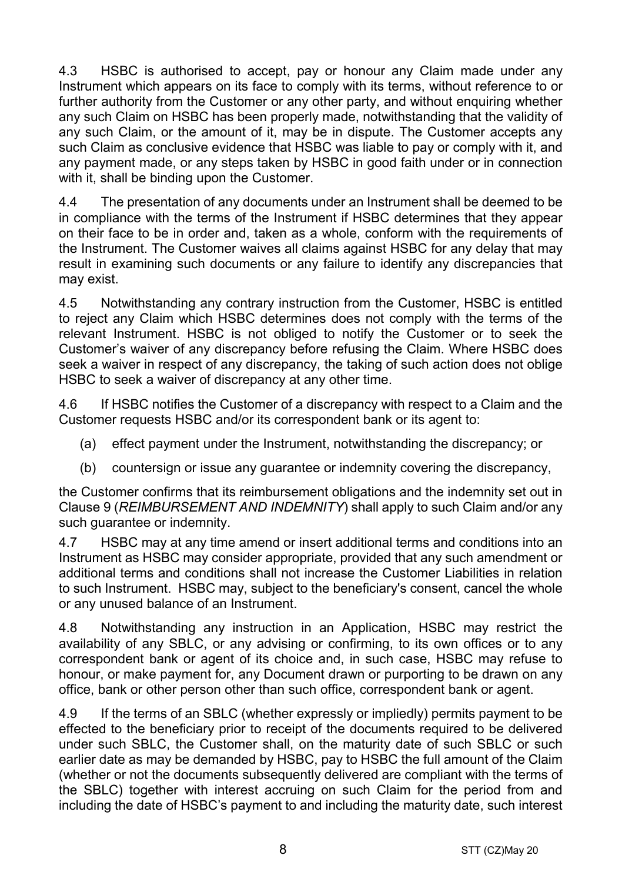4.3 HSBC is authorised to accept, pay or honour any Claim made under any Instrument which appears on its face to comply with its terms, without reference to or further authority from the Customer or any other party, and without enquiring whether any such Claim on HSBC has been properly made, notwithstanding that the validity of any such Claim, or the amount of it, may be in dispute. The Customer accepts any such Claim as conclusive evidence that HSBC was liable to pay or comply with it, and any payment made, or any steps taken by HSBC in good faith under or in connection with it, shall be binding upon the Customer.

4.4 The presentation of any documents under an Instrument shall be deemed to be in compliance with the terms of the Instrument if HSBC determines that they appear on their face to be in order and, taken as a whole, conform with the requirements of the Instrument. The Customer waives all claims against HSBC for any delay that may result in examining such documents or any failure to identify any discrepancies that may exist.

4.5 Notwithstanding any contrary instruction from the Customer, HSBC is entitled to reject any Claim which HSBC determines does not comply with the terms of the relevant Instrument. HSBC is not obliged to notify the Customer or to seek the Customer's waiver of any discrepancy before refusing the Claim. Where HSBC does seek a waiver in respect of any discrepancy, the taking of such action does not oblige HSBC to seek a waiver of discrepancy at any other time.

4.6 If HSBC notifies the Customer of a discrepancy with respect to a Claim and the Customer requests HSBC and/or its correspondent bank or its agent to:

(a) effect payment under the Instrument, notwithstanding the discrepancy; or

(b) countersign or issue any guarantee or indemnity covering the discrepancy,

the Customer confirms that its reimbursement obligations and the indemnity set out in Clause 9 (*REIMBURSEMENT AND INDEMNITY*) shall apply to such Claim and/or any such guarantee or indemnity.

4.7 HSBC may at any time amend or insert additional terms and conditions into an Instrument as HSBC may consider appropriate, provided that any such amendment or additional terms and conditions shall not increase the Customer Liabilities in relation to such Instrument. HSBC may, subject to the beneficiary's consent, cancel the whole or any unused balance of an Instrument.

4.8 Notwithstanding any instruction in an Application, HSBC may restrict the availability of any SBLC, or any advising or confirming, to its own offices or to any correspondent bank or agent of its choice and, in such case, HSBC may refuse to honour, or make payment for, any Document drawn or purporting to be drawn on any office, bank or other person other than such office, correspondent bank or agent.

4.9 If the terms of an SBLC (whether expressly or impliedly) permits payment to be effected to the beneficiary prior to receipt of the documents required to be delivered under such SBLC, the Customer shall, on the maturity date of such SBLC or such earlier date as may be demanded by HSBC, pay to HSBC the full amount of the Claim (whether or not the documents subsequently delivered are compliant with the terms of the SBLC) together with interest accruing on such Claim for the period from and including the date of HSBC's payment to and including the maturity date, such interest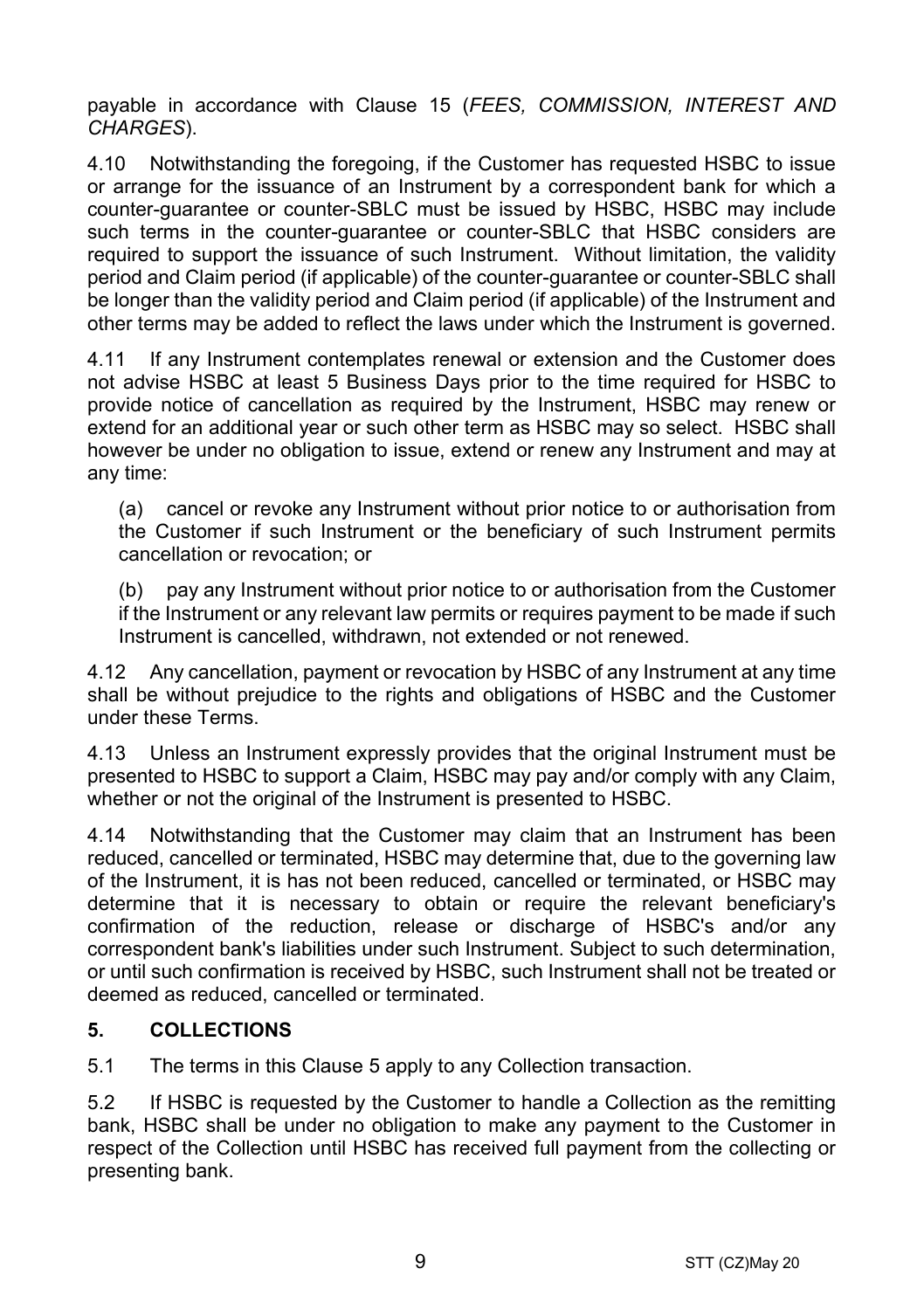payable in accordance with Clause 15 (*FEES, COMMISSION, INTEREST AND CHARGES*).

4.10 Notwithstanding the foregoing, if the Customer has requested HSBC to issue or arrange for the issuance of an Instrument by a correspondent bank for which a counter-guarantee or counter-SBLC must be issued by HSBC, HSBC may include such terms in the counter-guarantee or counter-SBLC that HSBC considers are required to support the issuance of such Instrument. Without limitation, the validity period and Claim period (if applicable) of the counter-guarantee or counter-SBLC shall be longer than the validity period and Claim period (if applicable) of the Instrument and other terms may be added to reflect the laws under which the Instrument is governed.

4.11 If any Instrument contemplates renewal or extension and the Customer does not advise HSBC at least 5 Business Days prior to the time required for HSBC to provide notice of cancellation as required by the Instrument, HSBC may renew or extend for an additional year or such other term as HSBC may so select. HSBC shall however be under no obligation to issue, extend or renew any Instrument and may at any time:

(a) cancel or revoke any Instrument without prior notice to or authorisation from the Customer if such Instrument or the beneficiary of such Instrument permits cancellation or revocation; or

(b) pay any Instrument without prior notice to or authorisation from the Customer if the Instrument or any relevant law permits or requires payment to be made if such Instrument is cancelled, withdrawn, not extended or not renewed.

4.12 Any cancellation, payment or revocation by HSBC of any Instrument at any time shall be without prejudice to the rights and obligations of HSBC and the Customer under these Terms.

4.13 Unless an Instrument expressly provides that the original Instrument must be presented to HSBC to support a Claim, HSBC may pay and/or comply with any Claim, whether or not the original of the Instrument is presented to HSBC.

4.14 Notwithstanding that the Customer may claim that an Instrument has been reduced, cancelled or terminated, HSBC may determine that, due to the governing law of the Instrument, it is has not been reduced, cancelled or terminated, or HSBC may determine that it is necessary to obtain or require the relevant beneficiary's confirmation of the reduction, release or discharge of HSBC's and/or any correspondent bank's liabilities under such Instrument. Subject to such determination, or until such confirmation is received by HSBC, such Instrument shall not be treated or deemed as reduced, cancelled or terminated.

## 5. COLLECTIONS

5.1 The terms in this Clause 5 apply to any Collection transaction.

5.2 If HSBC is requested by the Customer to handle a Collection as the remitting bank, HSBC shall be under no obligation to make any payment to the Customer in respect of the Collection until HSBC has received full payment from the collecting or presenting bank.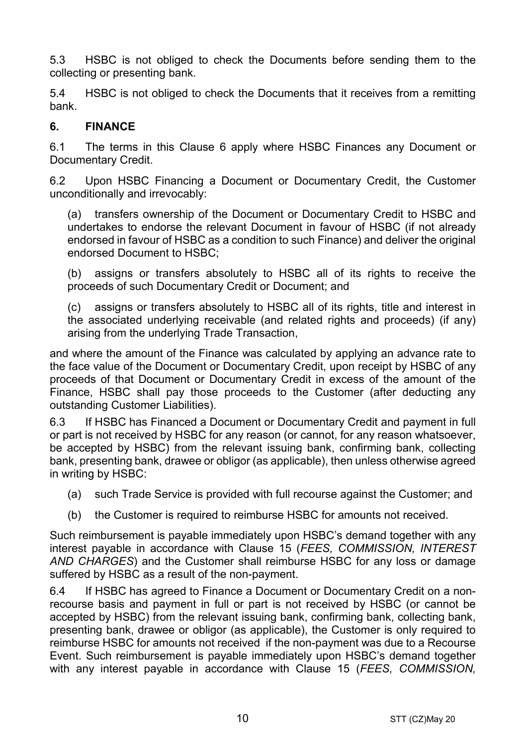5.3 HSBC is not obliged to check the Documents before sending them to the collecting or presenting bank.

5.4 HSBC is not obliged to check the Documents that it receives from a remitting bank.

## 6. FINANCE

6.1 The terms in this Clause 6 apply where HSBC Finances any Document or Documentary Credit.

6.2 Upon HSBC Financing a Document or Documentary Credit, the Customer unconditionally and irrevocably:

(a) transfers ownership of the Document or Documentary Credit to HSBC and undertakes to endorse the relevant Document in favour of HSBC (if not already endorsed in favour of HSBC as a condition to such Finance) and deliver the original endorsed Document to HSBC;

(b) assigns or transfers absolutely to HSBC all of its rights to receive the proceeds of such Documentary Credit or Document; and

(c) assigns or transfers absolutely to HSBC all of its rights, title and interest in the associated underlying receivable (and related rights and proceeds) (if any) arising from the underlying Trade Transaction,

and where the amount of the Finance was calculated by applying an advance rate to the face value of the Document or Documentary Credit, upon receipt by HSBC of any proceeds of that Document or Documentary Credit in excess of the amount of the Finance, HSBC shall pay those proceeds to the Customer (after deducting any outstanding Customer Liabilities).

6.3 If HSBC has Financed a Document or Documentary Credit and payment in full or part is not received by HSBC for any reason (or cannot, for any reason whatsoever, be accepted by HSBC) from the relevant issuing bank, confirming bank, collecting bank, presenting bank, drawee or obligor (as applicable), then unless otherwise agreed in writing by HSBC:

(a) such Trade Service is provided with full recourse against the Customer; and

(b) the Customer is required to reimburse HSBC for amounts not received.

Such reimbursement is payable immediately upon HSBC's demand together with any interest payable in accordance with Clause 15 (*FEES, COMMISSION, INTEREST AND CHARGES*) and the Customer shall reimburse HSBC for any loss or damage suffered by HSBC as a result of the non-payment.

6.4 If HSBC has agreed to Finance a Document or Documentary Credit on a non-recourse basis and payment in full or part is not received by HSBC (or cannot be accepted by HSBC) from the relevant issuing bank, confirming bank, collecting bank, presenting bank, drawee or obligor (as applicable), the Customer is only required to reimburse HSBC for amounts not received if the non-payment was due to a Recourse Event. Such reimbursement is payable immediately upon HSBC's demand together with any interest payable in accordance with Clause 15 (*FEES, COMMISSION,*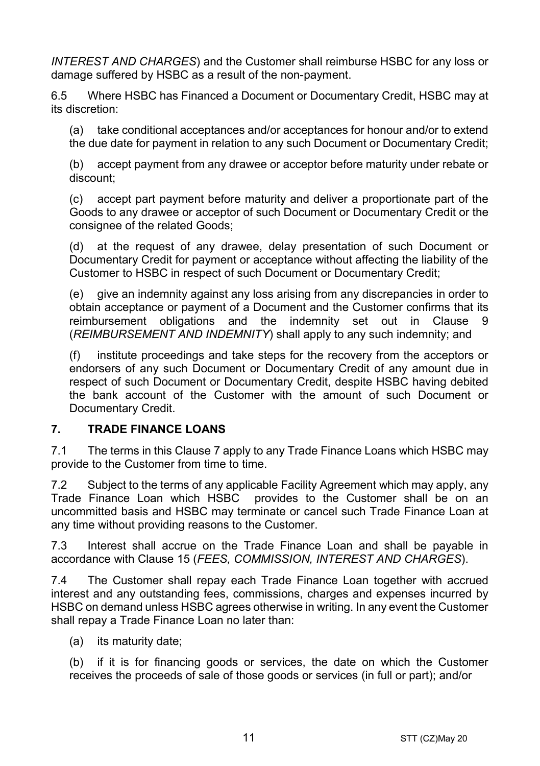*INTEREST AND CHARGES*) and the Customer shall reimburse HSBC for any loss or damage suffered by HSBC as a result of the non-payment.

6.5 Where HSBC has Financed a Document or Documentary Credit, HSBC may at its discretion:

(a) take conditional acceptances and/or acceptances for honour and/or to extend the due date for payment in relation to any such Document or Documentary Credit;

(b) accept payment from any drawee or acceptor before maturity under rebate or discount;

(c) accept part payment before maturity and deliver a proportionate part of the Goods to any drawee or acceptor of such Document or Documentary Credit or the consignee of the related Goods;

(d) at the request of any drawee, delay presentation of such Document or Documentary Credit for payment or acceptance without affecting the liability of the Customer to HSBC in respect of such Document or Documentary Credit;

(e) give an indemnity against any loss arising from any discrepancies in order to obtain acceptance or payment of a Document and the Customer confirms that its reimbursement obligations and the indemnity set out in Clause 9 (*REIMBURSEMENT AND INDEMNITY*) shall apply to any such indemnity; and

(f) institute proceedings and take steps for the recovery from the acceptors or endorsers of any such Document or Documentary Credit of any amount due in respect of such Document or Documentary Credit, despite HSBC having debited the bank account of the Customer with the amount of such Document or Documentary Credit.

## 7. TRADE FINANCE LOANS

7.1 The terms in this Clause 7 apply to any Trade Finance Loans which HSBC may provide to the Customer from time to time.

7.2 Subject to the terms of any applicable Facility Agreement which may apply, any Trade Finance Loan which HSBC provides to the Customer shall be on an uncommitted basis and HSBC may terminate or cancel such Trade Finance Loan at any time without providing reasons to the Customer.

7.3 Interest shall accrue on the Trade Finance Loan and shall be payable in accordance with Clause 15 (*FEES, COMMISSION, INTEREST AND CHARGES*).

7.4 The Customer shall repay each Trade Finance Loan together with accrued interest and any outstanding fees, commissions, charges and expenses incurred by HSBC on demand unless HSBC agrees otherwise in writing. In any event the Customer shall repay a Trade Finance Loan no later than:

(a) its maturity date;

(b) if it is for financing goods or services, the date on which the Customer receives the proceeds of sale of those goods or services (in full or part); and/or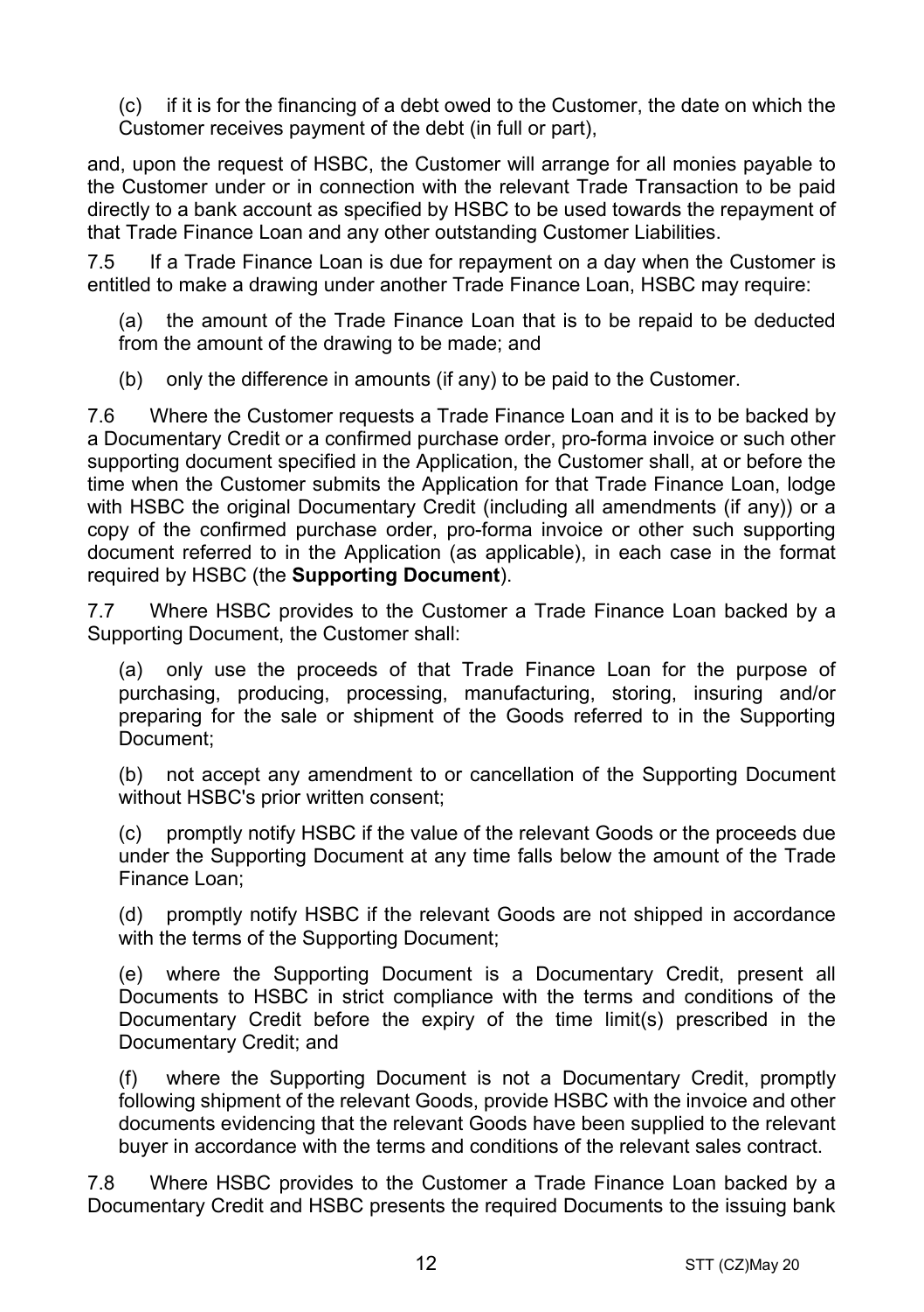(c) if it is for the financing of a debt owed to the Customer, the date on which the Customer receives payment of the debt (in full or part),

and, upon the request of HSBC, the Customer will arrange for all monies payable to the Customer under or in connection with the relevant Trade Transaction to be paid directly to a bank account as specified by HSBC to be used towards the repayment of that Trade Finance Loan and any other outstanding Customer Liabilities.

7.5 If a Trade Finance Loan is due for repayment on a day when the Customer is entitled to make a drawing under another Trade Finance Loan, HSBC may require:

(a) the amount of the Trade Finance Loan that is to be repaid to be deducted from the amount of the drawing to be made; and

(b) only the difference in amounts (if any) to be paid to the Customer.

7.6 Where the Customer requests a Trade Finance Loan and it is to be backed by a Documentary Credit or a confirmed purchase order, pro-forma invoice or such other supporting document specified in the Application, the Customer shall, at or before the time when the Customer submits the Application for that Trade Finance Loan, lodge with HSBC the original Documentary Credit (including all amendments (if any)) or a copy of the confirmed purchase order, pro-forma invoice or other such supporting document referred to in the Application (as applicable), in each case in the format required by HSBC (the **Supporting Document**).

7.7 Where HSBC provides to the Customer a Trade Finance Loan backed by a Supporting Document, the Customer shall:

(a) only use the proceeds of that Trade Finance Loan for the purpose of purchasing, producing, processing, manufacturing, storing, insuring and/or preparing for the sale or shipment of the Goods referred to in the Supporting Document;

(b) not accept any amendment to or cancellation of the Supporting Document without HSBC's prior written consent;

(c) promptly notify HSBC if the value of the relevant Goods or the proceeds due under the Supporting Document at any time falls below the amount of the Trade Finance Loan;

(d) promptly notify HSBC if the relevant Goods are not shipped in accordance with the terms of the Supporting Document;

(e) where the Supporting Document is a Documentary Credit, present all Documents to HSBC in strict compliance with the terms and conditions of the Documentary Credit before the expiry of the time limit(s) prescribed in the Documentary Credit; and

(f) where the Supporting Document is not a Documentary Credit, promptly following shipment of the relevant Goods, provide HSBC with the invoice and other documents evidencing that the relevant Goods have been supplied to the relevant buyer in accordance with the terms and conditions of the relevant sales contract.

7.8 Where HSBC provides to the Customer a Trade Finance Loan backed by a Documentary Credit and HSBC presents the required Documents to the issuing bank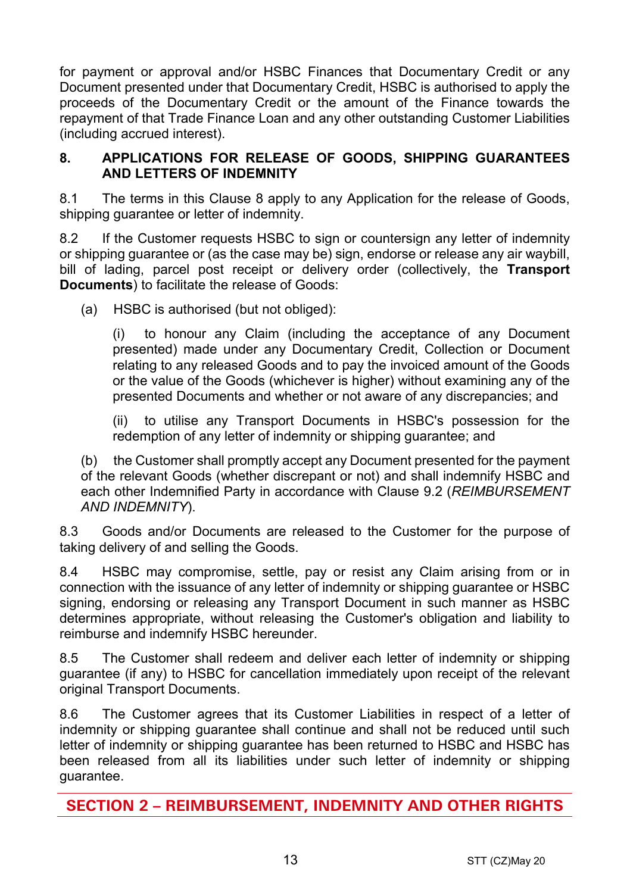for payment or approval and/or HSBC Finances that Documentary Credit or any Document presented under that Documentary Credit, HSBC is authorised to apply the proceeds of the Documentary Credit or the amount of the Finance towards the repayment of that Trade Finance Loan and any other outstanding Customer Liabilities (including accrued interest).

### 8. APPLICATIONS FOR RELEASE OF GOODS, SHIPPING GUARANTEES AND LETTERS OF INDEMNITY

8.1 The terms in this Clause 8 apply to any Application for the release of Goods, shipping guarantee or letter of indemnity.

8.2 If the Customer requests HSBC to sign or countersign any letter of indemnity or shipping guarantee or (as the case may be) sign, endorse or release any air waybill, bill of lading, parcel post receipt or delivery order (collectively, the **Transport Documents**) to facilitate the release of Goods:

(a) HSBC is authorised (but not obliged):

(i) to honour any Claim (including the acceptance of any Document presented) made under any Documentary Credit, Collection or Document relating to any released Goods and to pay the invoiced amount of the Goods or the value of the Goods (whichever is higher) without examining any of the presented Documents and whether or not aware of any discrepancies; and

(ii) to utilise any Transport Documents in HSBC's possession for the redemption of any letter of indemnity or shipping guarantee; and

(b) the Customer shall promptly accept any Document presented for the payment of the relevant Goods (whether discrepant or not) and shall indemnify HSBC and each other Indemnified Party in accordance with Clause 9.2 (*REIMBURSEMENT AND INDEMNITY*).

8.3 Goods and/or Documents are released to the Customer for the purpose of taking delivery of and selling the Goods.

8.4 HSBC may compromise, settle, pay or resist any Claim arising from or in connection with the issuance of any letter of indemnity or shipping guarantee or HSBC signing, endorsing or releasing any Transport Document in such manner as HSBC determines appropriate, without releasing the Customer's obligation and liability to reimburse and indemnify HSBC hereunder.

8.5 The Customer shall redeem and deliver each letter of indemnity or shipping guarantee (if any) to HSBC for cancellation immediately upon receipt of the relevant original Transport Documents.

8.6 The Customer agrees that its Customer Liabilities in respect of a letter of indemnity or shipping guarantee shall continue and shall not be reduced until such letter of indemnity or shipping guarantee has been returned to HSBC and HSBC has been released from all its liabilities under such letter of indemnity or shipping guarantee.

## SECTION 2 – REIMBURSEMENT, INDEMNITY AND OTHER RIGHTS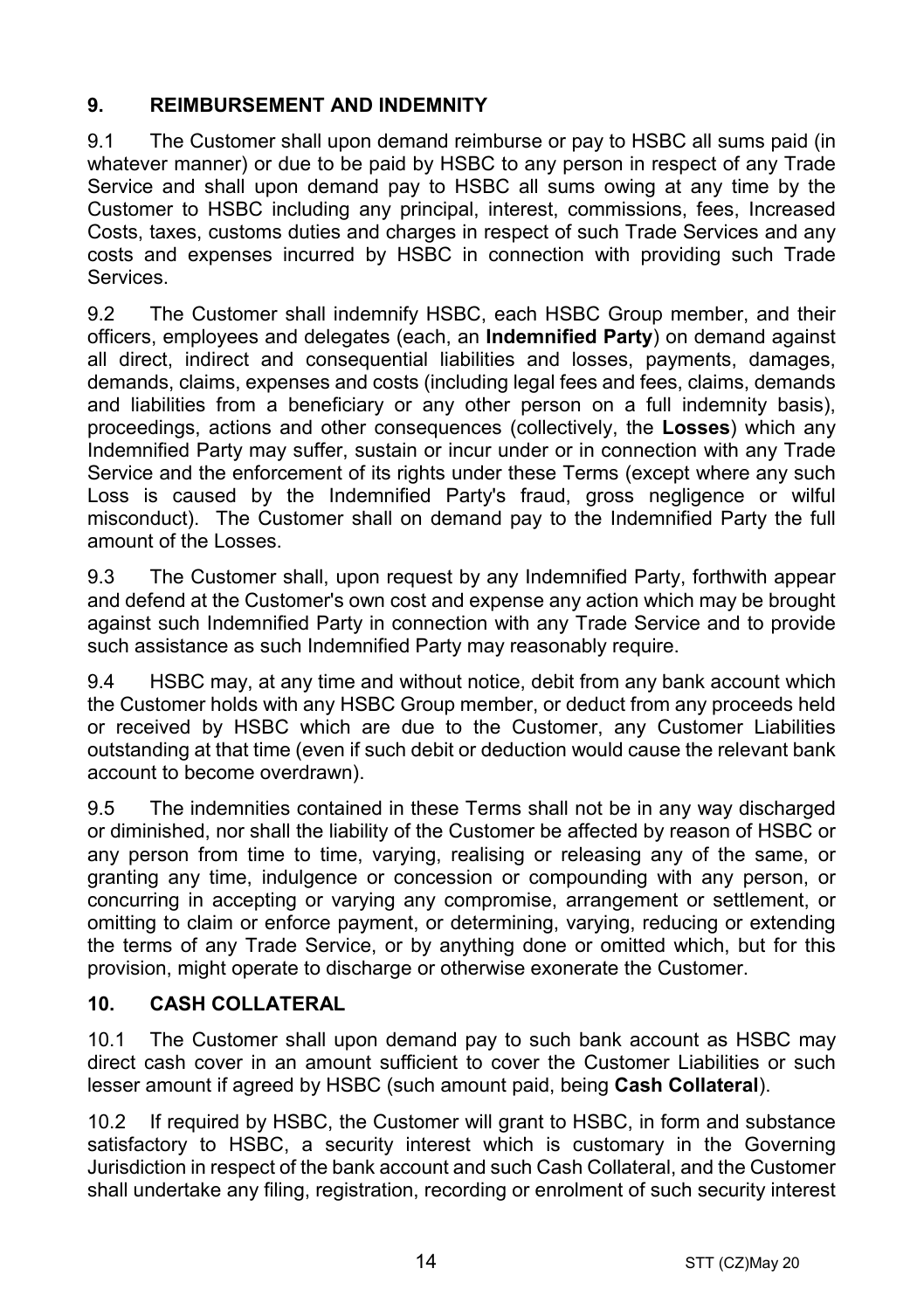## 9. REIMBURSEMENT AND INDEMNITY

9.1 The Customer shall upon demand reimburse or pay to HSBC all sums paid (in whatever manner) or due to be paid by HSBC to any person in respect of any Trade Service and shall upon demand pay to HSBC all sums owing at any time by the Customer to HSBC including any principal, interest, commissions, fees, Increased Costs, taxes, customs duties and charges in respect of such Trade Services and any costs and expenses incurred by HSBC in connection with providing such Trade Services.

9.2 The Customer shall indemnify HSBC, each HSBC Group member, and their officers, employees and delegates (each, an **Indemnified Party**) on demand against all direct, indirect and consequential liabilities and losses, payments, damages, demands, claims, expenses and costs (including legal fees and fees, claims, demands and liabilities from a beneficiary or any other person on a full indemnity basis), proceedings, actions and other consequences (collectively, the **Losses**) which any Indemnified Party may suffer, sustain or incur under or in connection with any Trade Service and the enforcement of its rights under these Terms (except where any such Loss is caused by the Indemnified Party's fraud, gross negligence or wilful misconduct). The Customer shall on demand pay to the Indemnified Party the full amount of the Losses.

9.3 The Customer shall, upon request by any Indemnified Party, forthwith appear and defend at the Customer's own cost and expense any action which may be brought against such Indemnified Party in connection with any Trade Service and to provide such assistance as such Indemnified Party may reasonably require.

9.4 HSBC may, at any time and without notice, debit from any bank account which the Customer holds with any HSBC Group member, or deduct from any proceeds held or received by HSBC which are due to the Customer, any Customer Liabilities outstanding at that time (even if such debit or deduction would cause the relevant bank account to become overdrawn).

9.5 The indemnities contained in these Terms shall not be in any way discharged or diminished, nor shall the liability of the Customer be affected by reason of HSBC or any person from time to time, varying, realising or releasing any of the same, or granting any time, indulgence or concession or compounding with any person, or concurring in accepting or varying any compromise, arrangement or settlement, or omitting to claim or enforce payment, or determining, varying, reducing or extending the terms of any Trade Service, or by anything done or omitted which, but for this provision, might operate to discharge or otherwise exonerate the Customer.

## 10. CASH COLLATERAL

10.1 The Customer shall upon demand pay to such bank account as HSBC may direct cash cover in an amount sufficient to cover the Customer Liabilities or such lesser amount if agreed by HSBC (such amount paid, being **Cash Collateral**).

10.2 If required by HSBC, the Customer will grant to HSBC, in form and substance satisfactory to HSBC, a security interest which is customary in the Governing Jurisdiction in respect of the bank account and such Cash Collateral, and the Customer shall undertake any filing, registration, recording or enrolment of such security interest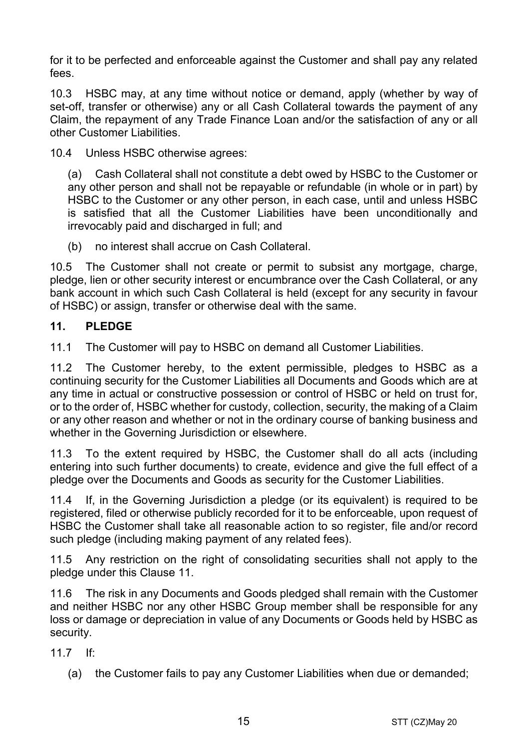for it to be perfected and enforceable against the Customer and shall pay any related fees.

10.3 HSBC may, at any time without notice or demand, apply (whether by way of set-off, transfer or otherwise) any or all Cash Collateral towards the payment of any Claim, the repayment of any Trade Finance Loan and/or the satisfaction of any or all other Customer Liabilities.

10.4 Unless HSBC otherwise agrees:

(a) Cash Collateral shall not constitute a debt owed by HSBC to the Customer or any other person and shall not be repayable or refundable (in whole or in part) by HSBC to the Customer or any other person, in each case, until and unless HSBC is satisfied that all the Customer Liabilities have been unconditionally and irrevocably paid and discharged in full; and

(b) no interest shall accrue on Cash Collateral.

10.5 The Customer shall not create or permit to subsist any mortgage, charge, pledge, lien or other security interest or encumbrance over the Cash Collateral, or any bank account in which such Cash Collateral is held (except for any security in favour of HSBC) or assign, transfer or otherwise deal with the same.

## 11. PLEDGE

11.1 The Customer will pay to HSBC on demand all Customer Liabilities.

11.2 The Customer hereby, to the extent permissible, pledges to HSBC as a continuing security for the Customer Liabilities all Documents and Goods which are at any time in actual or constructive possession or control of HSBC or held on trust for, or to the order of, HSBC whether for custody, collection, security, the making of a Claim or any other reason and whether or not in the ordinary course of banking business and whether in the Governing Jurisdiction or elsewhere.

11.3 To the extent required by HSBC, the Customer shall do all acts (including entering into such further documents) to create, evidence and give the full effect of a pledge over the Documents and Goods as security for the Customer Liabilities.

11.4 If, in the Governing Jurisdiction a pledge (or its equivalent) is required to be registered, filed or otherwise publicly recorded for it to be enforceable, upon request of HSBC the Customer shall take all reasonable action to so register, file and/or record such pledge (including making payment of any related fees).

11.5 Any restriction on the right of consolidating securities shall not apply to the pledge under this Clause 11.

11.6 The risk in any Documents and Goods pledged shall remain with the Customer and neither HSBC nor any other HSBC Group member shall be responsible for any loss or damage or depreciation in value of any Documents or Goods held by HSBC as security.

11.7 If:

(a) the Customer fails to pay any Customer Liabilities when due or demanded;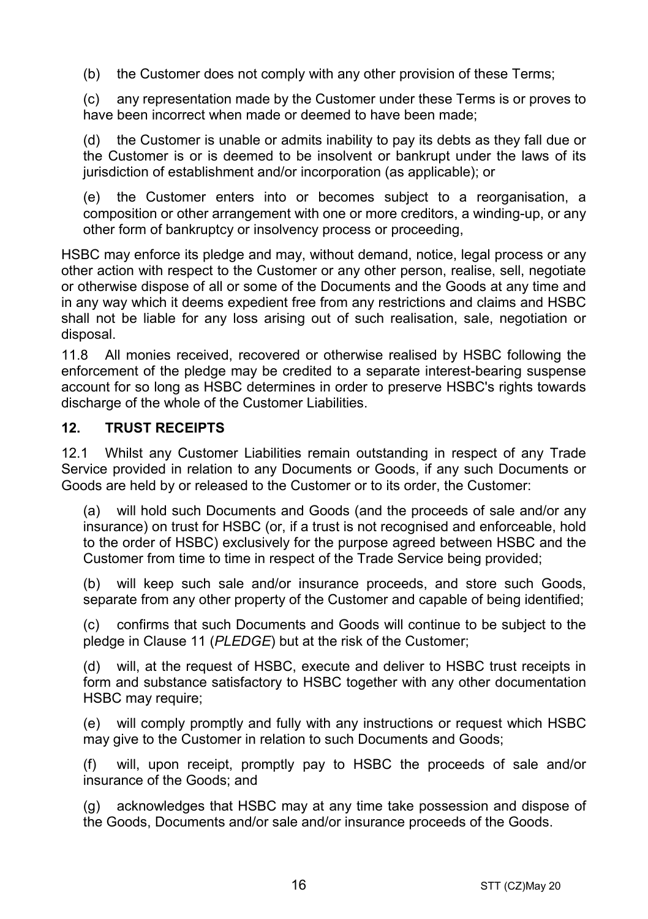(b) the Customer does not comply with any other provision of these Terms;

(c) any representation made by the Customer under these Terms is or proves to have been incorrect when made or deemed to have been made;

(d) the Customer is unable or admits inability to pay its debts as they fall due or the Customer is or is deemed to be insolvent or bankrupt under the laws of its jurisdiction of establishment and/or incorporation (as applicable); or

(e) the Customer enters into or becomes subject to a reorganisation, a composition or other arrangement with one or more creditors, a winding-up, or any other form of bankruptcy or insolvency process or proceeding,

HSBC may enforce its pledge and may, without demand, notice, legal process or any other action with respect to the Customer or any other person, realise, sell, negotiate or otherwise dispose of all or some of the Documents and the Goods at any time and in any way which it deems expedient free from any restrictions and claims and HSBC shall not be liable for any loss arising out of such realisation, sale, negotiation or disposal.

11.8 All monies received, recovered or otherwise realised by HSBC following the enforcement of the pledge may be credited to a separate interest-bearing suspense account for so long as HSBC determines in order to preserve HSBC's rights towards discharge of the whole of the Customer Liabilities.

## 12. TRUST RECEIPTS

12.1 Whilst any Customer Liabilities remain outstanding in respect of any Trade Service provided in relation to any Documents or Goods, if any such Documents or Goods are held by or released to the Customer or to its order, the Customer:

(a) will hold such Documents and Goods (and the proceeds of sale and/or any insurance) on trust for HSBC (or, if a trust is not recognised and enforceable, hold to the order of HSBC) exclusively for the purpose agreed between HSBC and the Customer from time to time in respect of the Trade Service being provided;

(b) will keep such sale and/or insurance proceeds, and store such Goods, separate from any other property of the Customer and capable of being identified;

(c) confirms that such Documents and Goods will continue to be subject to the pledge in Clause 11 (*PLEDGE*) but at the risk of the Customer;

(d) will, at the request of HSBC, execute and deliver to HSBC trust receipts in form and substance satisfactory to HSBC together with any other documentation HSBC may require;

(e) will comply promptly and fully with any instructions or request which HSBC may give to the Customer in relation to such Documents and Goods;

(f) will, upon receipt, promptly pay to HSBC the proceeds of sale and/or insurance of the Goods; and

(g) acknowledges that HSBC may at any time take possession and dispose of the Goods, Documents and/or sale and/or insurance proceeds of the Goods.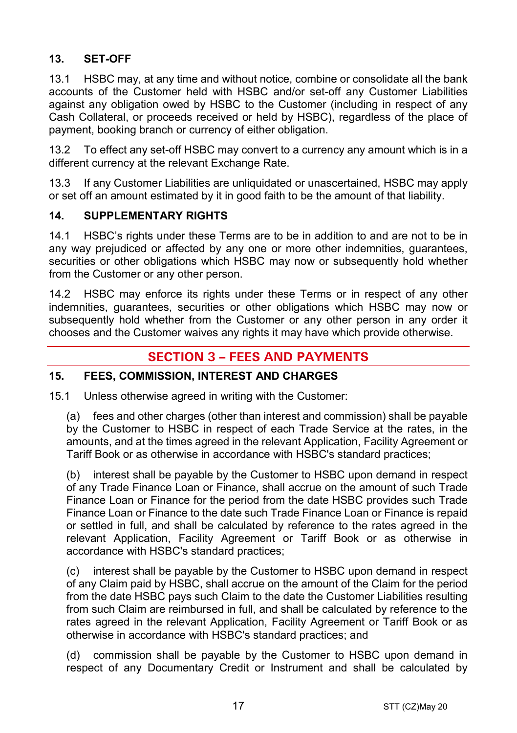## 13. SET-OFF

13.1 HSBC may, at any time and without notice, combine or consolidate all the bank accounts of the Customer held with HSBC and/or set-off any Customer Liabilities against any obligation owed by HSBC to the Customer (including in respect of any Cash Collateral, or proceeds received or held by HSBC), regardless of the place of payment, booking branch or currency of either obligation.

13.2 To effect any set-off HSBC may convert to a currency any amount which is in a different currency at the relevant Exchange Rate.

13.3 If any Customer Liabilities are unliquidated or unascertained, HSBC may apply or set off an amount estimated by it in good faith to be the amount of that liability.

## 14. SUPPLEMENTARY RIGHTS

14.1 HSBC's rights under these Terms are to be in addition to and are not to be in any way prejudiced or affected by any one or more other indemnities, guarantees, securities or other obligations which HSBC may now or subsequently hold whether from the Customer or any other person.

14.2 HSBC may enforce its rights under these Terms or in respect of any other indemnities, guarantees, securities or other obligations which HSBC may now or subsequently hold whether from the Customer or any other person in any order it chooses and the Customer waives any rights it may have which provide otherwise.

# SECTION 3 – FEES AND PAYMENTS

## 15. FEES, COMMISSION, INTEREST AND CHARGES

15.1 Unless otherwise agreed in writing with the Customer:

(a) fees and other charges (other than interest and commission) shall be payable by the Customer to HSBC in respect of each Trade Service at the rates, in the amounts, and at the times agreed in the relevant Application, Facility Agreement or Tariff Book or as otherwise in accordance with HSBC's standard practices;

(b) interest shall be payable by the Customer to HSBC upon demand in respect of any Trade Finance Loan or Finance, shall accrue on the amount of such Trade Finance Loan or Finance for the period from the date HSBC provides such Trade Finance Loan or Finance to the date such Trade Finance Loan or Finance is repaid or settled in full, and shall be calculated by reference to the rates agreed in the relevant Application, Facility Agreement or Tariff Book or as otherwise in accordance with HSBC's standard practices;

(c) interest shall be payable by the Customer to HSBC upon demand in respect of any Claim paid by HSBC, shall accrue on the amount of the Claim for the period from the date HSBC pays such Claim to the date the Customer Liabilities resulting from such Claim are reimbursed in full, and shall be calculated by reference to the rates agreed in the relevant Application, Facility Agreement or Tariff Book or as otherwise in accordance with HSBC's standard practices; and

(d) commission shall be payable by the Customer to HSBC upon demand in respect of any Documentary Credit or Instrument and shall be calculated by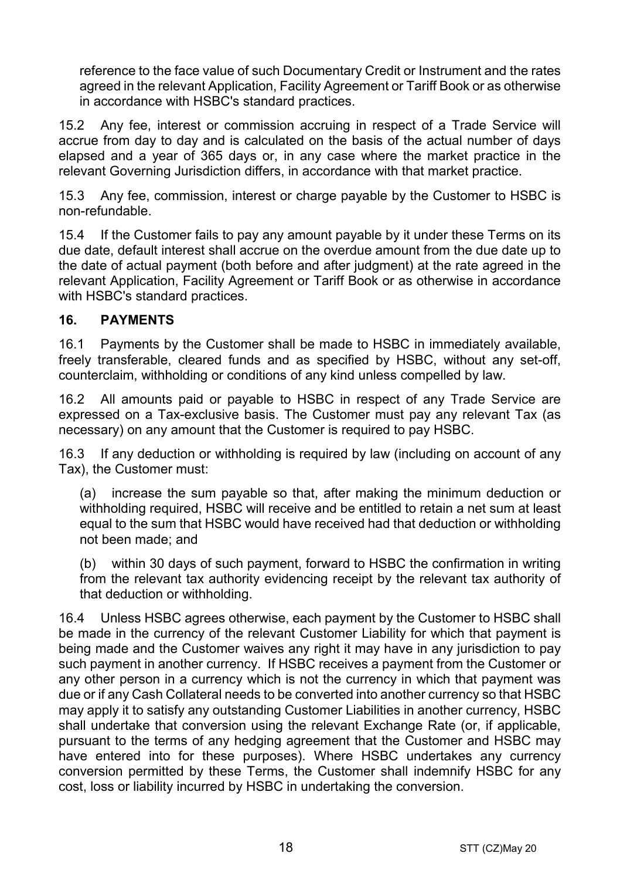reference to the face value of such Documentary Credit or Instrument and the rates agreed in the relevant Application, Facility Agreement or Tariff Book or as otherwise in accordance with HSBC's standard practices.

15.2 Any fee, interest or commission accruing in respect of a Trade Service will accrue from day to day and is calculated on the basis of the actual number of days elapsed and a year of 365 days or, in any case where the market practice in the relevant Governing Jurisdiction differs, in accordance with that market practice.

15.3 Any fee, commission, interest or charge payable by the Customer to HSBC is non-refundable.

15.4 If the Customer fails to pay any amount payable by it under these Terms on its due date, default interest shall accrue on the overdue amount from the due date up to the date of actual payment (both before and after judgment) at the rate agreed in the relevant Application, Facility Agreement or Tariff Book or as otherwise in accordance with HSBC's standard practices.

## 16. PAYMENTS

16.1 Payments by the Customer shall be made to HSBC in immediately available, freely transferable, cleared funds and as specified by HSBC, without any set-off, counterclaim, withholding or conditions of any kind unless compelled by law.

16.2 All amounts paid or payable to HSBC in respect of any Trade Service are expressed on a Tax-exclusive basis. The Customer must pay any relevant Tax (as necessary) on any amount that the Customer is required to pay HSBC.

16.3 If any deduction or withholding is required by law (including on account of any Tax), the Customer must:

(a) increase the sum payable so that, after making the minimum deduction or withholding required, HSBC will receive and be entitled to retain a net sum at least equal to the sum that HSBC would have received had that deduction or withholding not been made; and

(b) within 30 days of such payment, forward to HSBC the confirmation in writing from the relevant tax authority evidencing receipt by the relevant tax authority of that deduction or withholding.

16.4 Unless HSBC agrees otherwise, each payment by the Customer to HSBC shall be made in the currency of the relevant Customer Liability for which that payment is being made and the Customer waives any right it may have in any jurisdiction to pay such payment in another currency. If HSBC receives a payment from the Customer or any other person in a currency which is not the currency in which that payment was due or if any Cash Collateral needs to be converted into another currency so that HSBC may apply it to satisfy any outstanding Customer Liabilities in another currency, HSBC shall undertake that conversion using the relevant Exchange Rate (or, if applicable, pursuant to the terms of any hedging agreement that the Customer and HSBC may have entered into for these purposes). Where HSBC undertakes any currency conversion permitted by these Terms, the Customer shall indemnify HSBC for any cost, loss or liability incurred by HSBC in undertaking the conversion.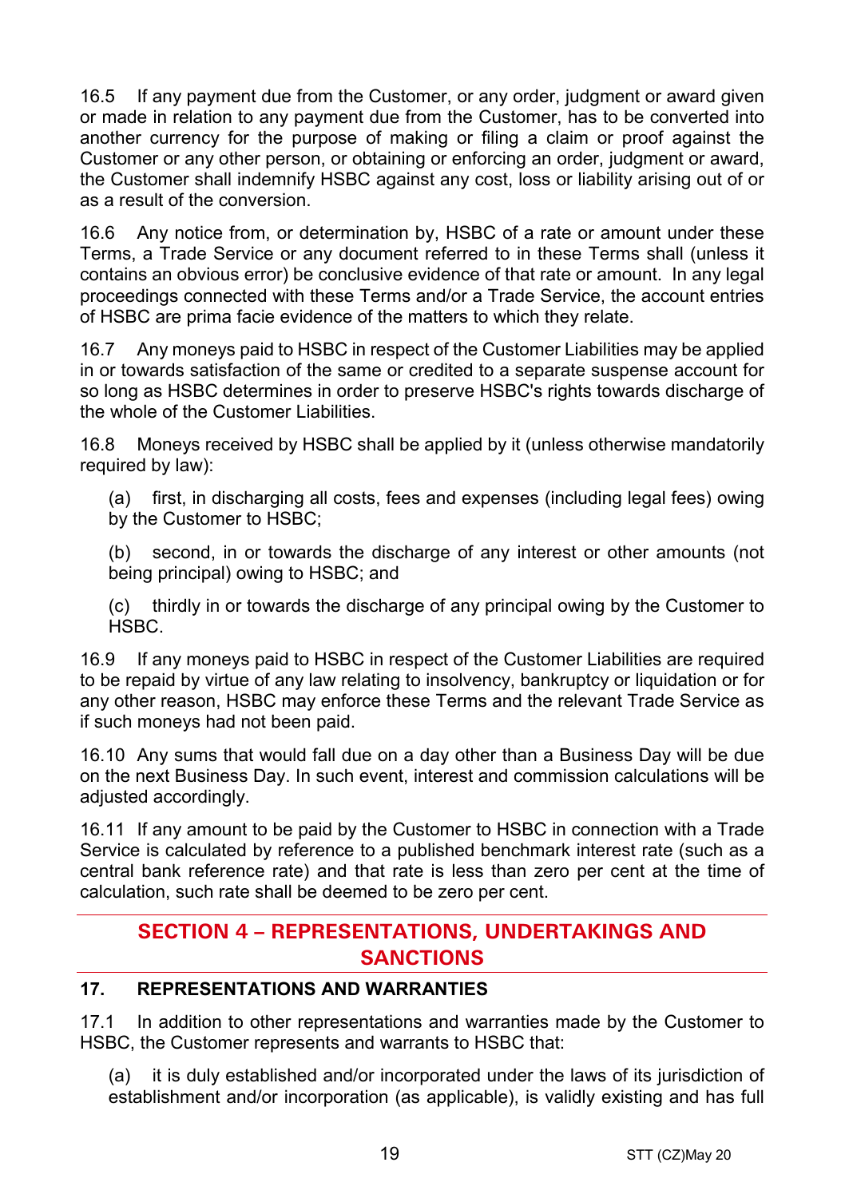16.5 If any payment due from the Customer, or any order, judgment or award given or made in relation to any payment due from the Customer, has to be converted into another currency for the purpose of making or filing a claim or proof against the Customer or any other person, or obtaining or enforcing an order, judgment or award, the Customer shall indemnify HSBC against any cost, loss or liability arising out of or as a result of the conversion.

16.6 Any notice from, or determination by, HSBC of a rate or amount under these Terms, a Trade Service or any document referred to in these Terms shall (unless it contains an obvious error) be conclusive evidence of that rate or amount. In any legal proceedings connected with these Terms and/or a Trade Service, the account entries of HSBC are prima facie evidence of the matters to which they relate.

16.7 Any moneys paid to HSBC in respect of the Customer Liabilities may be applied in or towards satisfaction of the same or credited to a separate suspense account for so long as HSBC determines in order to preserve HSBC's rights towards discharge of the whole of the Customer Liabilities.

16.8 Moneys received by HSBC shall be applied by it (unless otherwise mandatorily required by law):

(a) first, in discharging all costs, fees and expenses (including legal fees) owing by the Customer to HSBC;

(b) second, in or towards the discharge of any interest or other amounts (not being principal) owing to HSBC; and

(c) thirdly in or towards the discharge of any principal owing by the Customer to HSBC.

16.9 If any moneys paid to HSBC in respect of the Customer Liabilities are required to be repaid by virtue of any law relating to insolvency, bankruptcy or liquidation or for any other reason, HSBC may enforce these Terms and the relevant Trade Service as if such moneys had not been paid.

16.10 Any sums that would fall due on a day other than a Business Day will be due on the next Business Day. In such event, interest and commission calculations will be adjusted accordingly.

16.11 If any amount to be paid by the Customer to HSBC in connection with a Trade Service is calculated by reference to a published benchmark interest rate (such as a central bank reference rate) and that rate is less than zero per cent at the time of calculation, such rate shall be deemed to be zero per cent.

## SECTION 4 – REPRESENTATIONS, UNDERTAKINGS AND SANCTIONS

### 17. REPRESENTATIONS AND WARRANTIES

17.1 In addition to other representations and warranties made by the Customer to HSBC, the Customer represents and warrants to HSBC that:

(a) it is duly established and/or incorporated under the laws of its jurisdiction of establishment and/or incorporation (as applicable), is validly existing and has full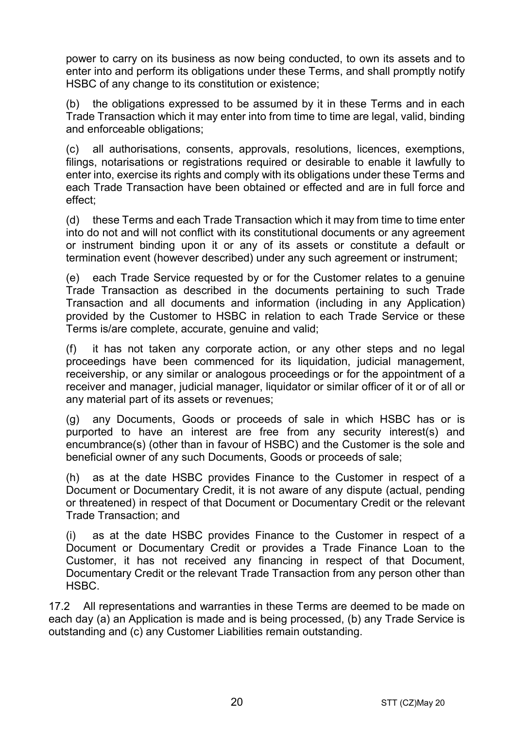power to carry on its business as now being conducted, to own its assets and to enter into and perform its obligations under these Terms, and shall promptly notify HSBC of any change to its constitution or existence;

(b) the obligations expressed to be assumed by it in these Terms and in each Trade Transaction which it may enter into from time to time are legal, valid, binding and enforceable obligations;

(c) all authorisations, consents, approvals, resolutions, licences, exemptions, filings, notarisations or registrations required or desirable to enable it lawfully to enter into, exercise its rights and comply with its obligations under these Terms and each Trade Transaction have been obtained or effected and are in full force and effect;

(d) these Terms and each Trade Transaction which it may from time to time enter into do not and will not conflict with its constitutional documents or any agreement or instrument binding upon it or any of its assets or constitute a default or termination event (however described) under any such agreement or instrument;

(e) each Trade Service requested by or for the Customer relates to a genuine Trade Transaction as described in the documents pertaining to such Trade Transaction and all documents and information (including in any Application) provided by the Customer to HSBC in relation to each Trade Service or these Terms is/are complete, accurate, genuine and valid;

(f) it has not taken any corporate action, or any other steps and no legal proceedings have been commenced for its liquidation, judicial management, receivership, or any similar or analogous proceedings or for the appointment of a receiver and manager, judicial manager, liquidator or similar officer of it or of all or any material part of its assets or revenues;

(g) any Documents, Goods or proceeds of sale in which HSBC has or is purported to have an interest are free from any security interest(s) and encumbrance(s) (other than in favour of HSBC) and the Customer is the sole and beneficial owner of any such Documents, Goods or proceeds of sale;

(h) as at the date HSBC provides Finance to the Customer in respect of a Document or Documentary Credit, it is not aware of any dispute (actual, pending or threatened) in respect of that Document or Documentary Credit or the relevant Trade Transaction; and

(i) as at the date HSBC provides Finance to the Customer in respect of a Document or Documentary Credit or provides a Trade Finance Loan to the Customer, it has not received any financing in respect of that Document, Documentary Credit or the relevant Trade Transaction from any person other than HSBC.

17.2 All representations and warranties in these Terms are deemed to be made on each day (a) an Application is made and is being processed, (b) any Trade Service is outstanding and (c) any Customer Liabilities remain outstanding.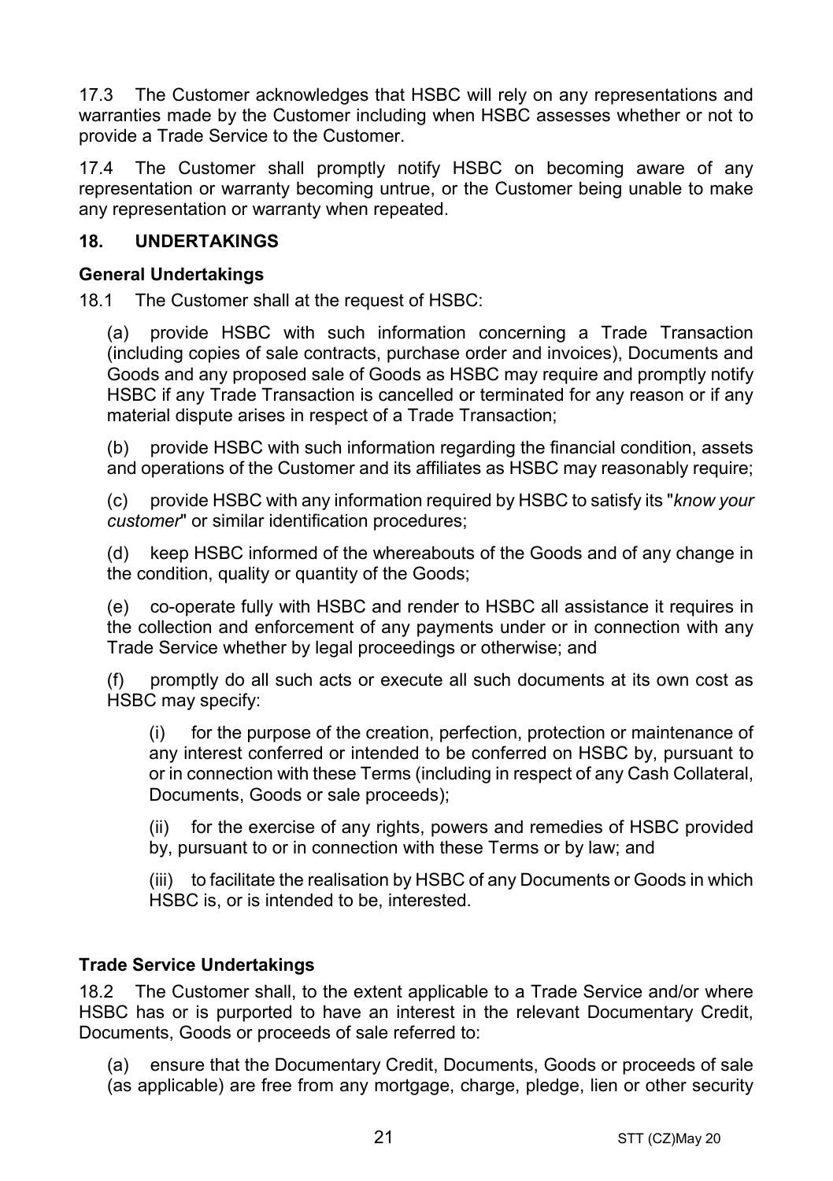17.3 The Customer acknowledges that HSBC will rely on any representations and warranties made by the Customer including when HSBC assesses whether or not to provide a Trade Service to the Customer.

17.4 The Customer shall promptly notify HSBC on becoming aware of any representation or warranty becoming untrue, or the Customer being unable to make any representation or warranty when repeated.

## 18. UNDERTAKINGS

### General Undertakings

18.1 The Customer shall at the request of HSBC:

(a) provide HSBC with such information concerning a Trade Transaction (including copies of sale contracts, purchase order and invoices), Documents and Goods and any proposed sale of Goods as HSBC may require and promptly notify HSBC if any Trade Transaction is cancelled or terminated for any reason or if any material dispute arises in respect of a Trade Transaction;

(b) provide HSBC with such information regarding the financial condition, assets and operations of the Customer and its affiliates as HSBC may reasonably require;

(c) provide HSBC with any information required by HSBC to satisfy its "*know your customer*" or similar identification procedures;

(d) keep HSBC informed of the whereabouts of the Goods and of any change in the condition, quality or quantity of the Goods;

(e) co-operate fully with HSBC and render to HSBC all assistance it requires in the collection and enforcement of any payments under or in connection with any Trade Service whether by legal proceedings or otherwise; and

(f) promptly do all such acts or execute all such documents at its own cost as HSBC may specify:

(i) for the purpose of the creation, perfection, protection or maintenance of any interest conferred or intended to be conferred on HSBC by, pursuant to or in connection with these Terms (including in respect of any Cash Collateral, Documents, Goods or sale proceeds);

(ii) for the exercise of any rights, powers and remedies of HSBC provided by, pursuant to or in connection with these Terms or by law; and

(iii) to facilitate the realisation by HSBC of any Documents or Goods in which HSBC is, or is intended to be, interested.

### Trade Service Undertakings

18.2 The Customer shall, to the extent applicable to a Trade Service and/or where HSBC has or is purported to have an interest in the relevant Documentary Credit, Documents, Goods or proceeds of sale referred to:

(a) ensure that the Documentary Credit, Documents, Goods or proceeds of sale (as applicable) are free from any mortgage, charge, pledge, lien or other security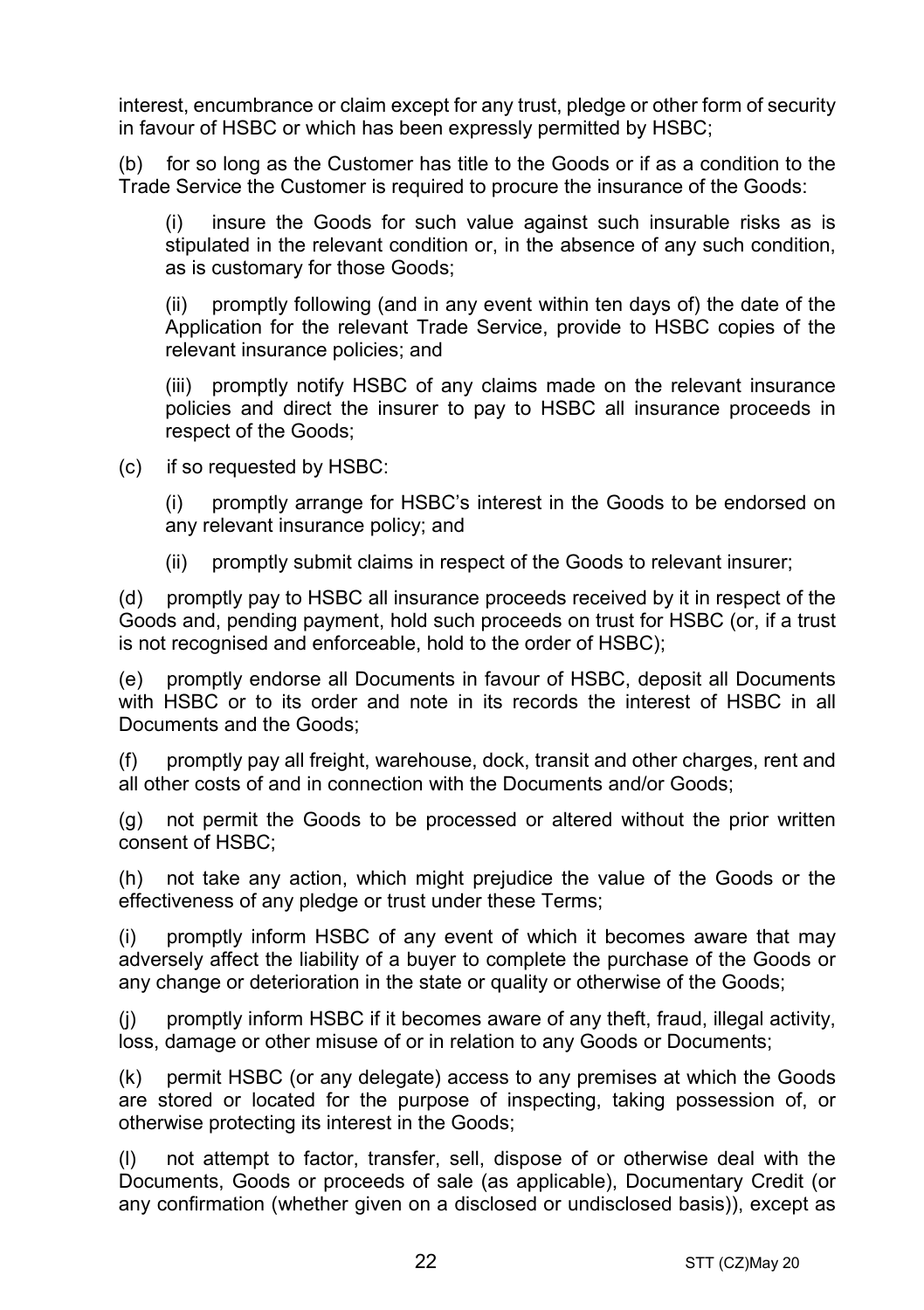interest, encumbrance or claim except for any trust, pledge or other form of security in favour of HSBC or which has been expressly permitted by HSBC;

(b) for so long as the Customer has title to the Goods or if as a condition to the Trade Service the Customer is required to procure the insurance of the Goods:

(i) insure the Goods for such value against such insurable risks as is stipulated in the relevant condition or, in the absence of any such condition, as is customary for those Goods;

(ii) promptly following (and in any event within ten days of) the date of the Application for the relevant Trade Service, provide to HSBC copies of the relevant insurance policies; and

(iii) promptly notify HSBC of any claims made on the relevant insurance policies and direct the insurer to pay to HSBC all insurance proceeds in respect of the Goods;

(c) if so requested by HSBC:

(i) promptly arrange for HSBC's interest in the Goods to be endorsed on any relevant insurance policy; and

(ii) promptly submit claims in respect of the Goods to relevant insurer;

(d) promptly pay to HSBC all insurance proceeds received by it in respect of the Goods and, pending payment, hold such proceeds on trust for HSBC (or, if a trust is not recognised and enforceable, hold to the order of HSBC);

(e) promptly endorse all Documents in favour of HSBC, deposit all Documents with HSBC or to its order and note in its records the interest of HSBC in all Documents and the Goods;

(f) promptly pay all freight, warehouse, dock, transit and other charges, rent and all other costs of and in connection with the Documents and/or Goods;

(g) not permit the Goods to be processed or altered without the prior written consent of HSBC;

(h) not take any action, which might prejudice the value of the Goods or the effectiveness of any pledge or trust under these Terms;

(i) promptly inform HSBC of any event of which it becomes aware that may adversely affect the liability of a buyer to complete the purchase of the Goods or any change or deterioration in the state or quality or otherwise of the Goods;

(j) promptly inform HSBC if it becomes aware of any theft, fraud, illegal activity, loss, damage or other misuse of or in relation to any Goods or Documents;

(k) permit HSBC (or any delegate) access to any premises at which the Goods are stored or located for the purpose of inspecting, taking possession of, or otherwise protecting its interest in the Goods;

(l) not attempt to factor, transfer, sell, dispose of or otherwise deal with the Documents, Goods or proceeds of sale (as applicable), Documentary Credit (or any confirmation (whether given on a disclosed or undisclosed basis)), except as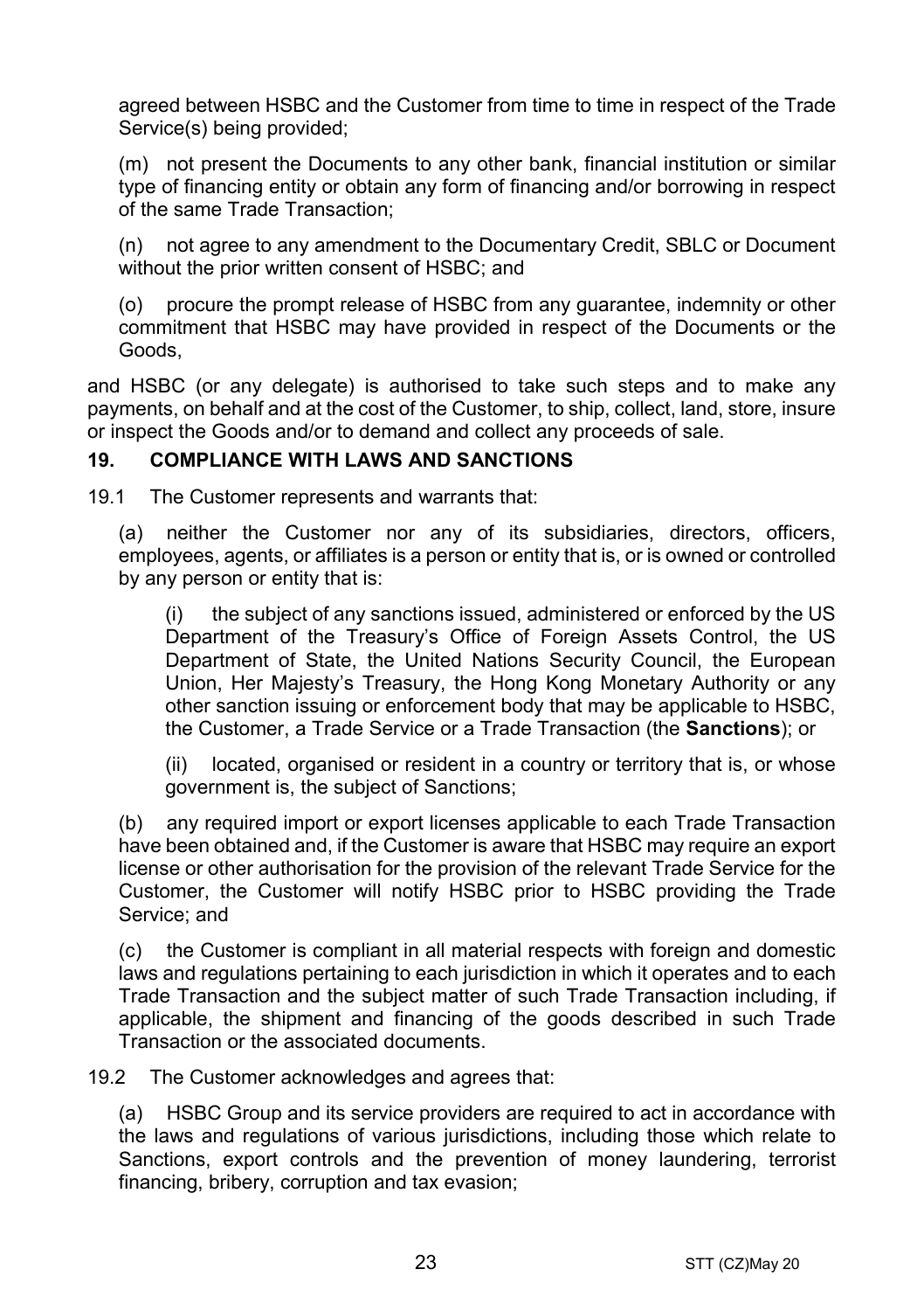agreed between HSBC and the Customer from time to time in respect of the Trade Service(s) being provided;

(m) not present the Documents to any other bank, financial institution or similar type of financing entity or obtain any form of financing and/or borrowing in respect of the same Trade Transaction;

(n) not agree to any amendment to the Documentary Credit, SBLC or Document without the prior written consent of HSBC; and

(o) procure the prompt release of HSBC from any guarantee, indemnity or other commitment that HSBC may have provided in respect of the Documents or the Goods,

and HSBC (or any delegate) is authorised to take such steps and to make any payments, on behalf and at the cost of the Customer, to ship, collect, land, store, insure or inspect the Goods and/or to demand and collect any proceeds of sale.

## 19. COMPLIANCE WITH LAWS AND SANCTIONS

19.1 The Customer represents and warrants that:

(a) neither the Customer nor any of its subsidiaries, directors, officers, employees, agents, or affiliates is a person or entity that is, or is owned or controlled by any person or entity that is:

(i) the subject of any sanctions issued, administered or enforced by the US Department of the Treasury's Office of Foreign Assets Control, the US Department of State, the United Nations Security Council, the European Union, Her Majesty's Treasury, the Hong Kong Monetary Authority or any other sanction issuing or enforcement body that may be applicable to HSBC, the Customer, a Trade Service or a Trade Transaction (the **Sanctions**); or

(ii) located, organised or resident in a country or territory that is, or whose government is, the subject of Sanctions;

(b) any required import or export licenses applicable to each Trade Transaction have been obtained and, if the Customer is aware that HSBC may require an export license or other authorisation for the provision of the relevant Trade Service for the Customer, the Customer will notify HSBC prior to HSBC providing the Trade Service; and

(c) the Customer is compliant in all material respects with foreign and domestic laws and regulations pertaining to each jurisdiction in which it operates and to each Trade Transaction and the subject matter of such Trade Transaction including, if applicable, the shipment and financing of the goods described in such Trade Transaction or the associated documents.

19.2 The Customer acknowledges and agrees that:

(a) HSBC Group and its service providers are required to act in accordance with the laws and regulations of various jurisdictions, including those which relate to Sanctions, export controls and the prevention of money laundering, terrorist financing, bribery, corruption and tax evasion;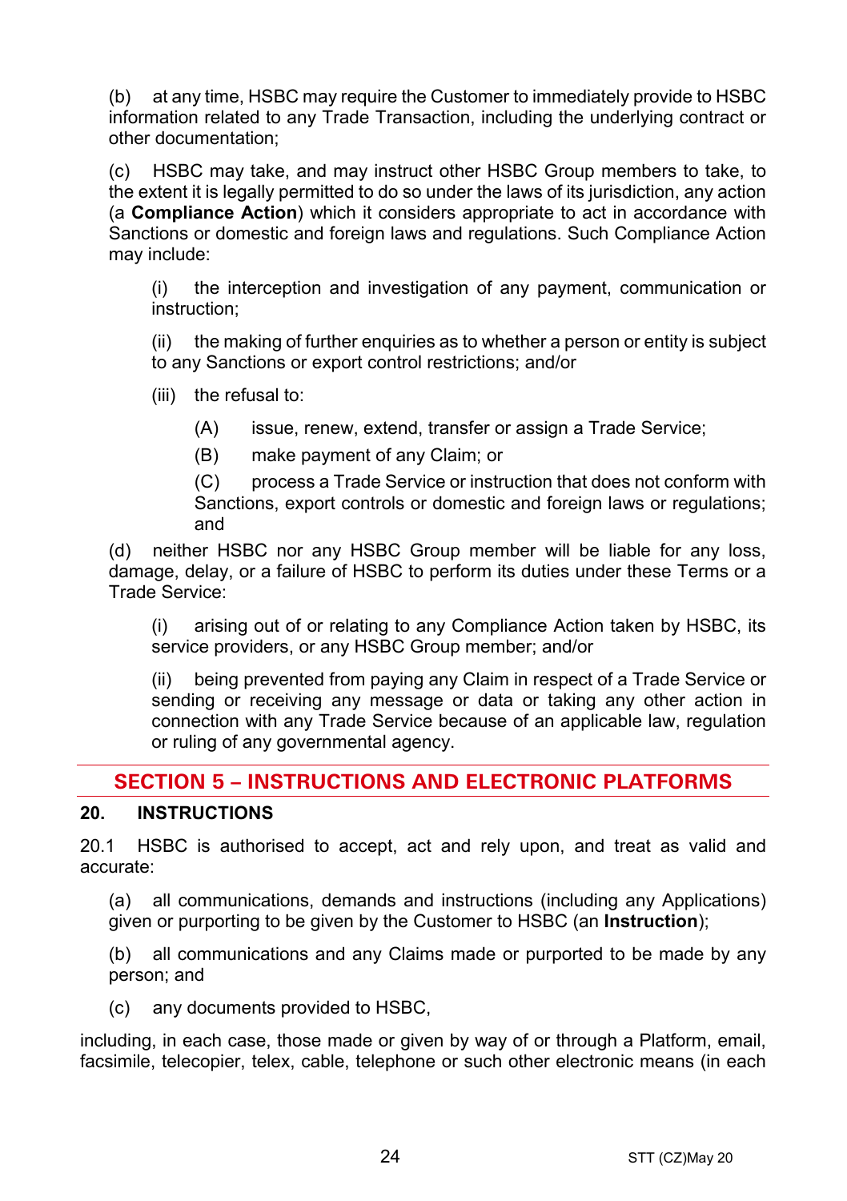(b) at any time, HSBC may require the Customer to immediately provide to HSBC information related to any Trade Transaction, including the underlying contract or other documentation;

(c) HSBC may take, and may instruct other HSBC Group members to take, to the extent it is legally permitted to do so under the laws of its jurisdiction, any action (a **Compliance Action**) which it considers appropriate to act in accordance with Sanctions or domestic and foreign laws and regulations. Such Compliance Action may include:

(i) the interception and investigation of any payment, communication or instruction;

(ii) the making of further enquiries as to whether a person or entity is subject to any Sanctions or export control restrictions; and/or

(iii) the refusal to:

(A) issue, renew, extend, transfer or assign a Trade Service;

(B) make payment of any Claim; or

(C) process a Trade Service or instruction that does not conform with Sanctions, export controls or domestic and foreign laws or regulations; and

(d) neither HSBC nor any HSBC Group member will be liable for any loss, damage, delay, or a failure of HSBC to perform its duties under these Terms or a Trade Service:

(i) arising out of or relating to any Compliance Action taken by HSBC, its service providers, or any HSBC Group member; and/or

(ii) being prevented from paying any Claim in respect of a Trade Service or sending or receiving any message or data or taking any other action in connection with any Trade Service because of an applicable law, regulation or ruling of any governmental agency.

## SECTION 5 – INSTRUCTIONS AND ELECTRONIC PLATFORMS

### 20. INSTRUCTIONS

20.1 HSBC is authorised to accept, act and rely upon, and treat as valid and accurate:

(a) all communications, demands and instructions (including any Applications) given or purporting to be given by the Customer to HSBC (an **Instruction**);

(b) all communications and any Claims made or purported to be made by any person; and

(c) any documents provided to HSBC,

including, in each case, those made or given by way of or through a Platform, email, facsimile, telecopier, telex, cable, telephone or such other electronic means (in each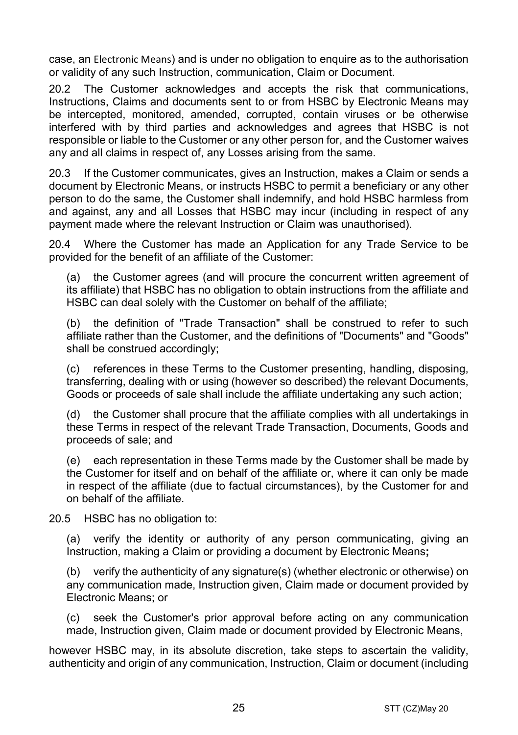case, an Electronic Means) and is under no obligation to enquire as to the authorisation or validity of any such Instruction, communication, Claim or Document.

20.2 The Customer acknowledges and accepts the risk that communications, Instructions, Claims and documents sent to or from HSBC by Electronic Means may be intercepted, monitored, amended, corrupted, contain viruses or be otherwise interfered with by third parties and acknowledges and agrees that HSBC is not responsible or liable to the Customer or any other person for, and the Customer waives any and all claims in respect of, any Losses arising from the same.

20.3 If the Customer communicates, gives an Instruction, makes a Claim or sends a document by Electronic Means, or instructs HSBC to permit a beneficiary or any other person to do the same, the Customer shall indemnify, and hold HSBC harmless from and against, any and all Losses that HSBC may incur (including in respect of any payment made where the relevant Instruction or Claim was unauthorised).

20.4 Where the Customer has made an Application for any Trade Service to be provided for the benefit of an affiliate of the Customer:

(a) the Customer agrees (and will procure the concurrent written agreement of its affiliate) that HSBC has no obligation to obtain instructions from the affiliate and HSBC can deal solely with the Customer on behalf of the affiliate;

(b) the definition of "Trade Transaction" shall be construed to refer to such affiliate rather than the Customer, and the definitions of "Documents" and "Goods" shall be construed accordingly;

(c) references in these Terms to the Customer presenting, handling, disposing, transferring, dealing with or using (however so described) the relevant Documents, Goods or proceeds of sale shall include the affiliate undertaking any such action;

(d) the Customer shall procure that the affiliate complies with all undertakings in these Terms in respect of the relevant Trade Transaction, Documents, Goods and proceeds of sale; and

(e) each representation in these Terms made by the Customer shall be made by the Customer for itself and on behalf of the affiliate or, where it can only be made in respect of the affiliate (due to factual circumstances), by the Customer for and on behalf of the affiliate.

20.5 HSBC has no obligation to:

(a) verify the identity or authority of any person communicating, giving an Instruction, making a Claim or providing a document by Electronic Means**;**

(b) verify the authenticity of any signature(s) (whether electronic or otherwise) on any communication made, Instruction given, Claim made or document provided by Electronic Means; or

(c) seek the Customer's prior approval before acting on any communication made, Instruction given, Claim made or document provided by Electronic Means,

however HSBC may, in its absolute discretion, take steps to ascertain the validity, authenticity and origin of any communication, Instruction, Claim or document (including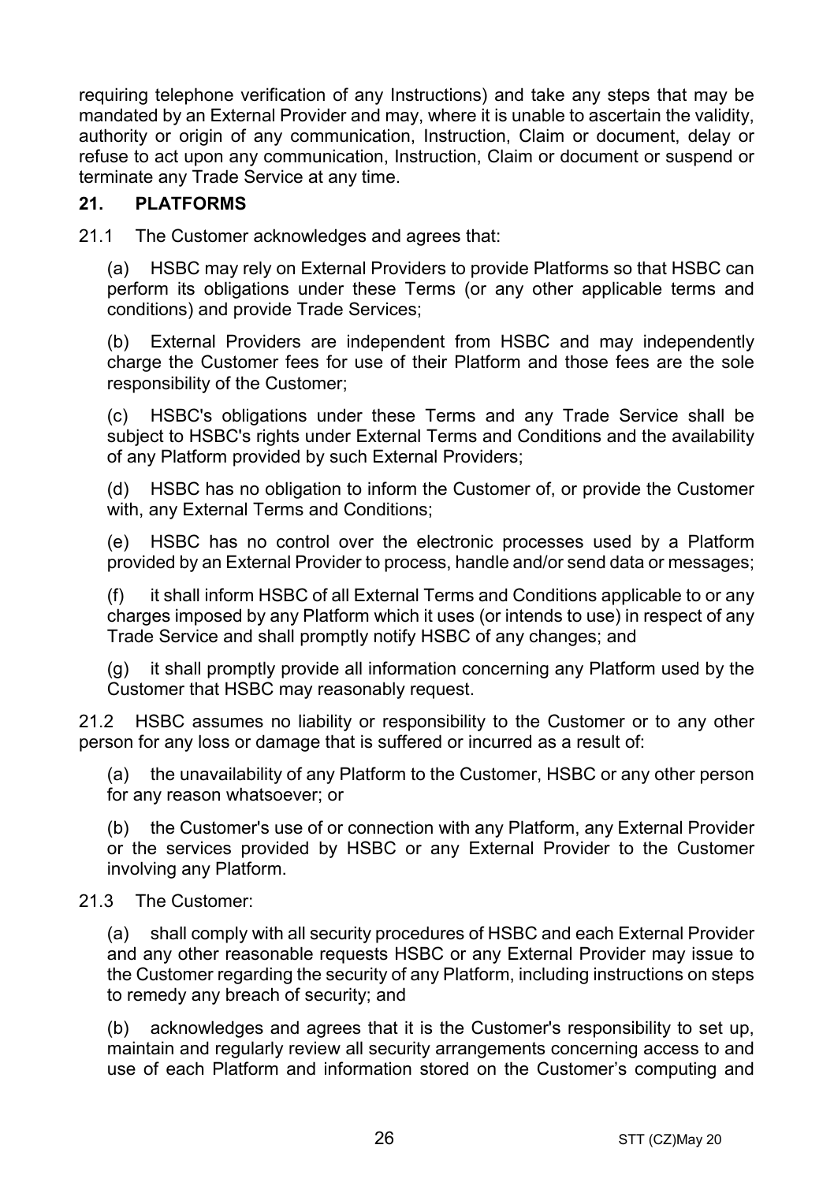requiring telephone verification of any Instructions) and take any steps that may be mandated by an External Provider and may, where it is unable to ascertain the validity, authority or origin of any communication, Instruction, Claim or document, delay or refuse to act upon any communication, Instruction, Claim or document or suspend or terminate any Trade Service at any time.

## 21. PLATFORMS

21.1 The Customer acknowledges and agrees that:

(a) HSBC may rely on External Providers to provide Platforms so that HSBC can perform its obligations under these Terms (or any other applicable terms and conditions) and provide Trade Services;

(b) External Providers are independent from HSBC and may independently charge the Customer fees for use of their Platform and those fees are the sole responsibility of the Customer;

(c) HSBC's obligations under these Terms and any Trade Service shall be subject to HSBC's rights under External Terms and Conditions and the availability of any Platform provided by such External Providers;

(d) HSBC has no obligation to inform the Customer of, or provide the Customer with, any External Terms and Conditions;

(e) HSBC has no control over the electronic processes used by a Platform provided by an External Provider to process, handle and/or send data or messages;

(f) it shall inform HSBC of all External Terms and Conditions applicable to or any charges imposed by any Platform which it uses (or intends to use) in respect of any Trade Service and shall promptly notify HSBC of any changes; and

(g) it shall promptly provide all information concerning any Platform used by the Customer that HSBC may reasonably request.

21.2 HSBC assumes no liability or responsibility to the Customer or to any other person for any loss or damage that is suffered or incurred as a result of:

(a) the unavailability of any Platform to the Customer, HSBC or any other person for any reason whatsoever; or

(b) the Customer's use of or connection with any Platform, any External Provider or the services provided by HSBC or any External Provider to the Customer involving any Platform.

21.3 The Customer:

(a) shall comply with all security procedures of HSBC and each External Provider and any other reasonable requests HSBC or any External Provider may issue to the Customer regarding the security of any Platform, including instructions on steps to remedy any breach of security; and

(b) acknowledges and agrees that it is the Customer's responsibility to set up, maintain and regularly review all security arrangements concerning access to and use of each Platform and information stored on the Customer's computing and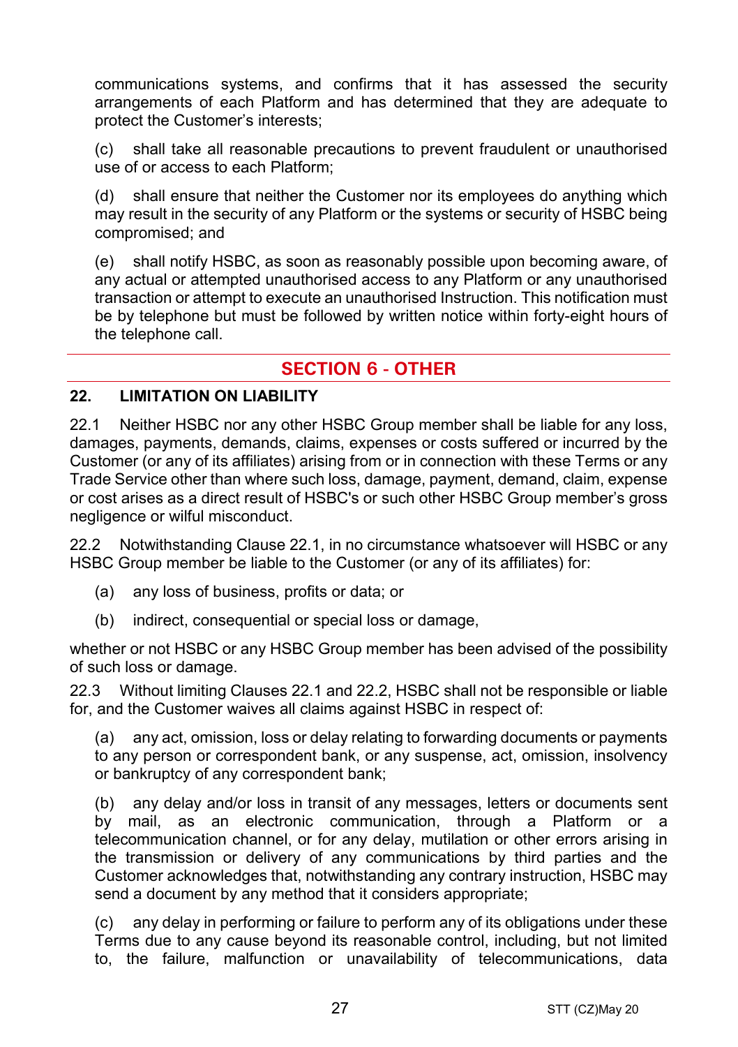communications systems, and confirms that it has assessed the security arrangements of each Platform and has determined that they are adequate to protect the Customer's interests;

(c) shall take all reasonable precautions to prevent fraudulent or unauthorised use of or access to each Platform;

(d) shall ensure that neither the Customer nor its employees do anything which may result in the security of any Platform or the systems or security of HSBC being compromised; and

(e) shall notify HSBC, as soon as reasonably possible upon becoming aware, of any actual or attempted unauthorised access to any Platform or any unauthorised transaction or attempt to execute an unauthorised Instruction. This notification must be by telephone but must be followed by written notice within forty-eight hours of the telephone call.

## SECTION 6 - OTHER

### 22. LIMITATION ON LIABILITY

22.1 Neither HSBC nor any other HSBC Group member shall be liable for any loss, damages, payments, demands, claims, expenses or costs suffered or incurred by the Customer (or any of its affiliates) arising from or in connection with these Terms or any Trade Service other than where such loss, damage, payment, demand, claim, expense or cost arises as a direct result of HSBC's or such other HSBC Group member's gross negligence or wilful misconduct.

22.2 Notwithstanding Clause 22.1, in no circumstance whatsoever will HSBC or any HSBC Group member be liable to the Customer (or any of its affiliates) for:

(a) any loss of business, profits or data; or

(b) indirect, consequential or special loss or damage,

whether or not HSBC or any HSBC Group member has been advised of the possibility of such loss or damage.

22.3 Without limiting Clauses 22.1 and 22.2, HSBC shall not be responsible or liable for, and the Customer waives all claims against HSBC in respect of:

(a) any act, omission, loss or delay relating to forwarding documents or payments to any person or correspondent bank, or any suspense, act, omission, insolvency or bankruptcy of any correspondent bank;

(b) any delay and/or loss in transit of any messages, letters or documents sent by mail, as an electronic communication, through a Platform or a telecommunication channel, or for any delay, mutilation or other errors arising in the transmission or delivery of any communications by third parties and the Customer acknowledges that, notwithstanding any contrary instruction, HSBC may send a document by any method that it considers appropriate;

(c) any delay in performing or failure to perform any of its obligations under these Terms due to any cause beyond its reasonable control, including, but not limited to, the failure, malfunction or unavailability of telecommunications, data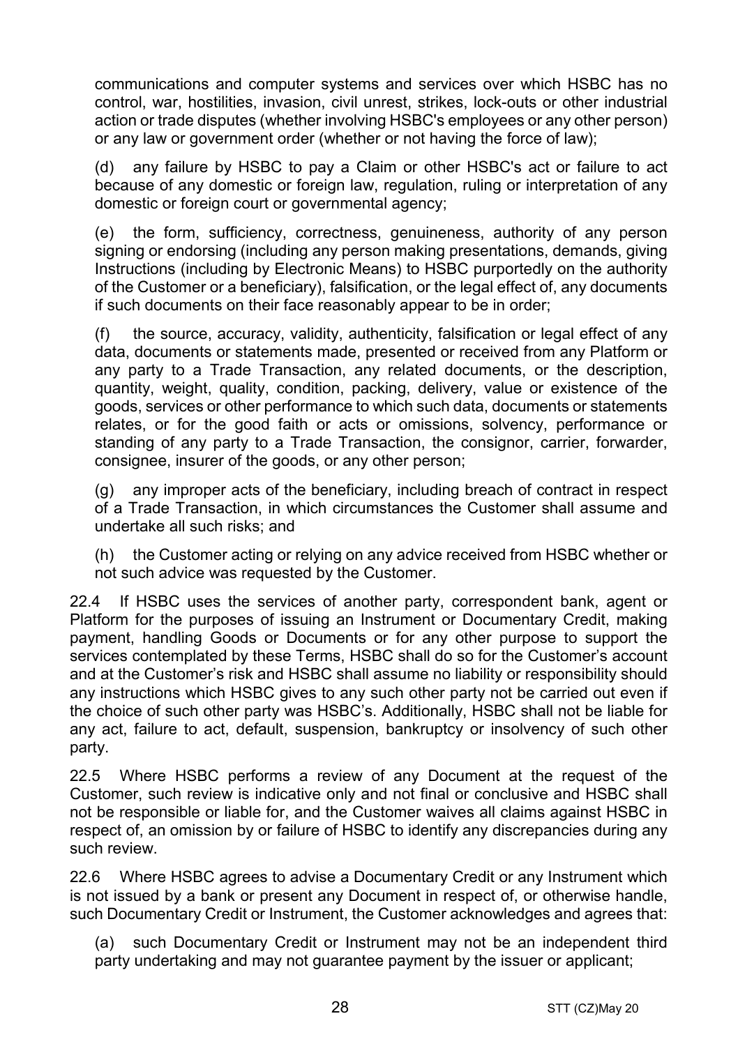communications and computer systems and services over which HSBC has no control, war, hostilities, invasion, civil unrest, strikes, lock-outs or other industrial action or trade disputes (whether involving HSBC's employees or any other person) or any law or government order (whether or not having the force of law);

(d) any failure by HSBC to pay a Claim or other HSBC's act or failure to act because of any domestic or foreign law, regulation, ruling or interpretation of any domestic or foreign court or governmental agency;

(e) the form, sufficiency, correctness, genuineness, authority of any person signing or endorsing (including any person making presentations, demands, giving Instructions (including by Electronic Means) to HSBC purportedly on the authority of the Customer or a beneficiary), falsification, or the legal effect of, any documents if such documents on their face reasonably appear to be in order;

(f) the source, accuracy, validity, authenticity, falsification or legal effect of any data, documents or statements made, presented or received from any Platform or any party to a Trade Transaction, any related documents, or the description, quantity, weight, quality, condition, packing, delivery, value or existence of the goods, services or other performance to which such data, documents or statements relates, or for the good faith or acts or omissions, solvency, performance or standing of any party to a Trade Transaction, the consignor, carrier, forwarder, consignee, insurer of the goods, or any other person;

(g) any improper acts of the beneficiary, including breach of contract in respect of a Trade Transaction, in which circumstances the Customer shall assume and undertake all such risks; and

(h) the Customer acting or relying on any advice received from HSBC whether or not such advice was requested by the Customer.

22.4 If HSBC uses the services of another party, correspondent bank, agent or Platform for the purposes of issuing an Instrument or Documentary Credit, making payment, handling Goods or Documents or for any other purpose to support the services contemplated by these Terms, HSBC shall do so for the Customer's account and at the Customer's risk and HSBC shall assume no liability or responsibility should any instructions which HSBC gives to any such other party not be carried out even if the choice of such other party was HSBC's. Additionally, HSBC shall not be liable for any act, failure to act, default, suspension, bankruptcy or insolvency of such other party.

22.5 Where HSBC performs a review of any Document at the request of the Customer, such review is indicative only and not final or conclusive and HSBC shall not be responsible or liable for, and the Customer waives all claims against HSBC in respect of, an omission by or failure of HSBC to identify any discrepancies during any such review.

22.6 Where HSBC agrees to advise a Documentary Credit or any Instrument which is not issued by a bank or present any Document in respect of, or otherwise handle, such Documentary Credit or Instrument, the Customer acknowledges and agrees that:

(a) such Documentary Credit or Instrument may not be an independent third party undertaking and may not guarantee payment by the issuer or applicant;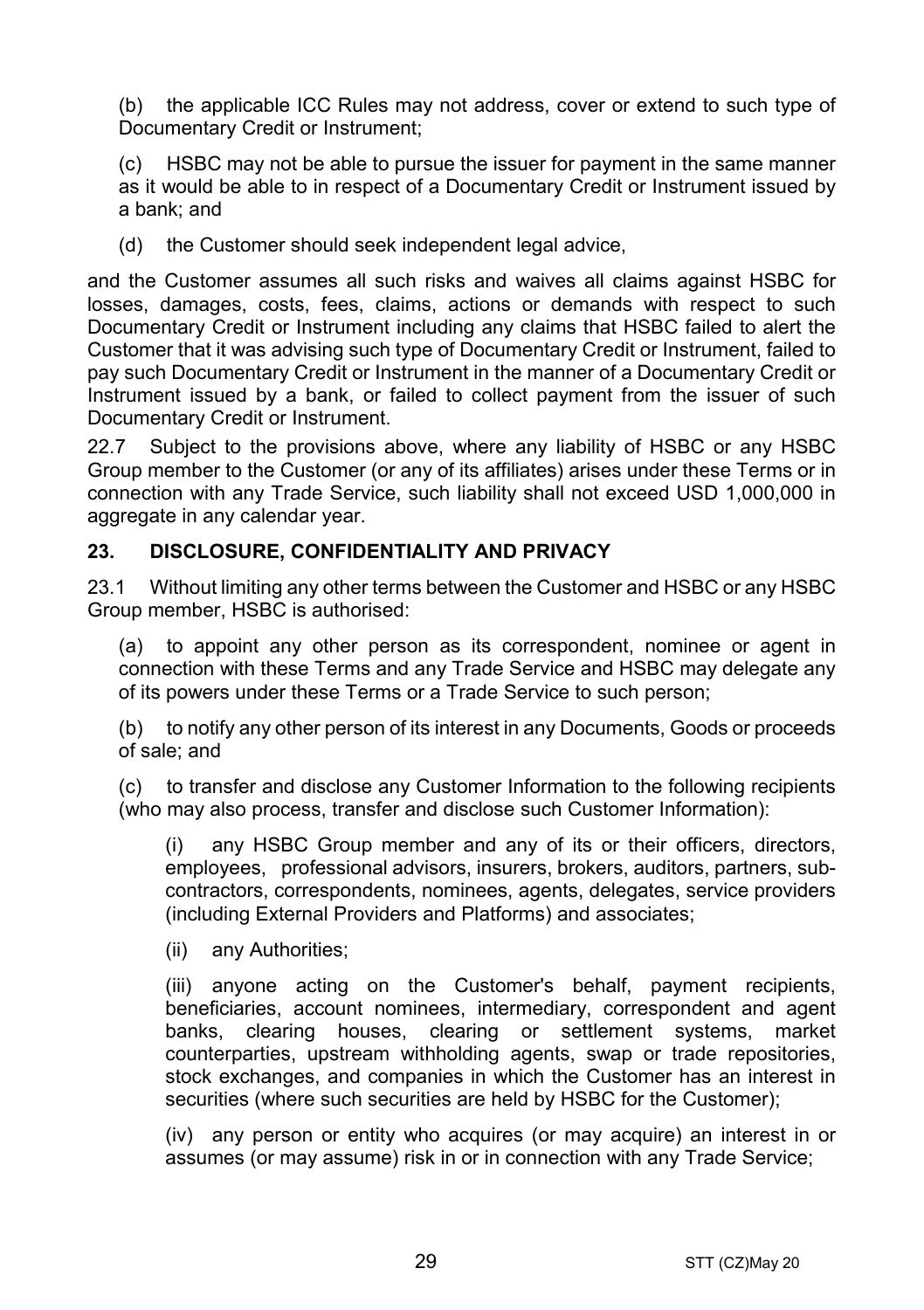(b) the applicable ICC Rules may not address, cover or extend to such type of Documentary Credit or Instrument;

(c) HSBC may not be able to pursue the issuer for payment in the same manner as it would be able to in respect of a Documentary Credit or Instrument issued by a bank; and

(d) the Customer should seek independent legal advice,

and the Customer assumes all such risks and waives all claims against HSBC for losses, damages, costs, fees, claims, actions or demands with respect to such Documentary Credit or Instrument including any claims that HSBC failed to alert the Customer that it was advising such type of Documentary Credit or Instrument, failed to pay such Documentary Credit or Instrument in the manner of a Documentary Credit or Instrument issued by a bank, or failed to collect payment from the issuer of such Documentary Credit or Instrument.

22.7 Subject to the provisions above, where any liability of HSBC or any HSBC Group member to the Customer (or any of its affiliates) arises under these Terms or in connection with any Trade Service, such liability shall not exceed USD 1,000,000 in aggregate in any calendar year.

## 23. DISCLOSURE, CONFIDENTIALITY AND PRIVACY

23.1 Without limiting any other terms between the Customer and HSBC or any HSBC Group member, HSBC is authorised:

(a) to appoint any other person as its correspondent, nominee or agent in connection with these Terms and any Trade Service and HSBC may delegate any of its powers under these Terms or a Trade Service to such person;

(b) to notify any other person of its interest in any Documents, Goods or proceeds of sale; and

(c) to transfer and disclose any Customer Information to the following recipients (who may also process, transfer and disclose such Customer Information):

(i) any HSBC Group member and any of its or their officers, directors, employees, professional advisors, insurers, brokers, auditors, partners, sub-contractors, correspondents, nominees, agents, delegates, service providers (including External Providers and Platforms) and associates;

(ii) any Authorities;

(iii) anyone acting on the Customer's behalf, payment recipients, beneficiaries, account nominees, intermediary, correspondent and agent banks, clearing houses, clearing or settlement systems, market counterparties, upstream withholding agents, swap or trade repositories, stock exchanges, and companies in which the Customer has an interest in securities (where such securities are held by HSBC for the Customer);

(iv) any person or entity who acquires (or may acquire) an interest in or assumes (or may assume) risk in or in connection with any Trade Service;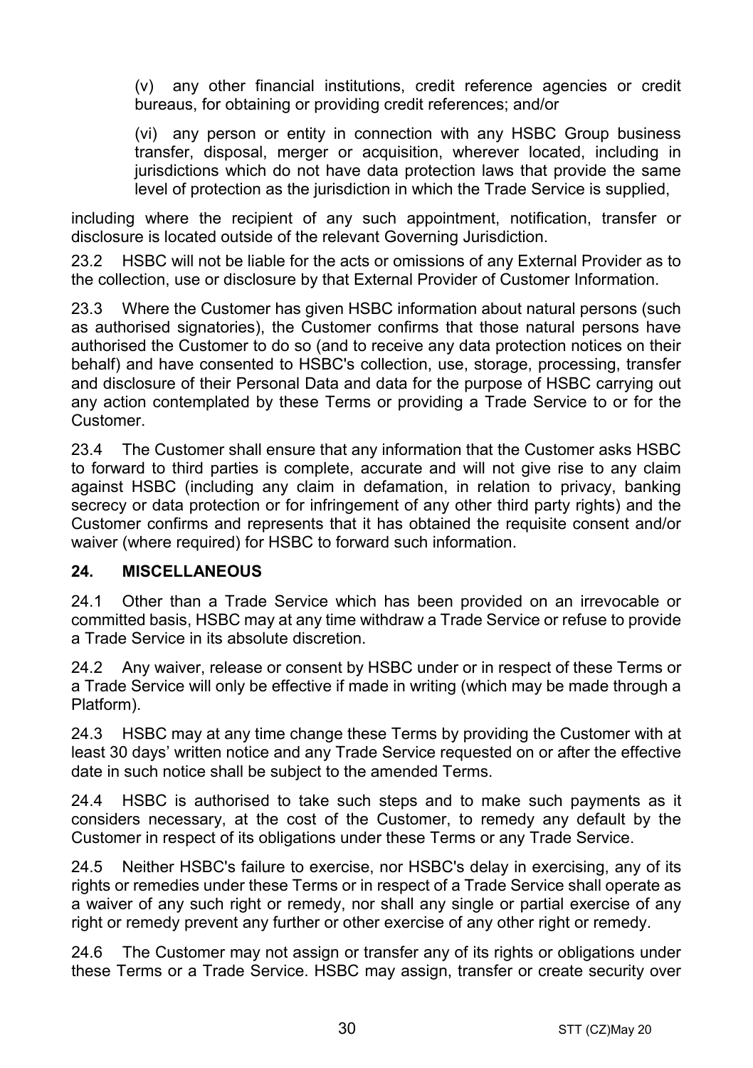(v) any other financial institutions, credit reference agencies or credit bureaus, for obtaining or providing credit references; and/or

(vi) any person or entity in connection with any HSBC Group business transfer, disposal, merger or acquisition, wherever located, including in jurisdictions which do not have data protection laws that provide the same level of protection as the jurisdiction in which the Trade Service is supplied,

including where the recipient of any such appointment, notification, transfer or disclosure is located outside of the relevant Governing Jurisdiction.

23.2 HSBC will not be liable for the acts or omissions of any External Provider as to the collection, use or disclosure by that External Provider of Customer Information.

23.3 Where the Customer has given HSBC information about natural persons (such as authorised signatories), the Customer confirms that those natural persons have authorised the Customer to do so (and to receive any data protection notices on their behalf) and have consented to HSBC's collection, use, storage, processing, transfer and disclosure of their Personal Data and data for the purpose of HSBC carrying out any action contemplated by these Terms or providing a Trade Service to or for the Customer.

23.4 The Customer shall ensure that any information that the Customer asks HSBC to forward to third parties is complete, accurate and will not give rise to any claim against HSBC (including any claim in defamation, in relation to privacy, banking secrecy or data protection or for infringement of any other third party rights) and the Customer confirms and represents that it has obtained the requisite consent and/or waiver (where required) for HSBC to forward such information.

## 24. MISCELLANEOUS

24.1 Other than a Trade Service which has been provided on an irrevocable or committed basis, HSBC may at any time withdraw a Trade Service or refuse to provide a Trade Service in its absolute discretion.

24.2 Any waiver, release or consent by HSBC under or in respect of these Terms or a Trade Service will only be effective if made in writing (which may be made through a Platform).

24.3 HSBC may at any time change these Terms by providing the Customer with at least 30 days' written notice and any Trade Service requested on or after the effective date in such notice shall be subject to the amended Terms.

24.4 HSBC is authorised to take such steps and to make such payments as it considers necessary, at the cost of the Customer, to remedy any default by the Customer in respect of its obligations under these Terms or any Trade Service.

24.5 Neither HSBC's failure to exercise, nor HSBC's delay in exercising, any of its rights or remedies under these Terms or in respect of a Trade Service shall operate as a waiver of any such right or remedy, nor shall any single or partial exercise of any right or remedy prevent any further or other exercise of any other right or remedy.

24.6 The Customer may not assign or transfer any of its rights or obligations under these Terms or a Trade Service. HSBC may assign, transfer or create security over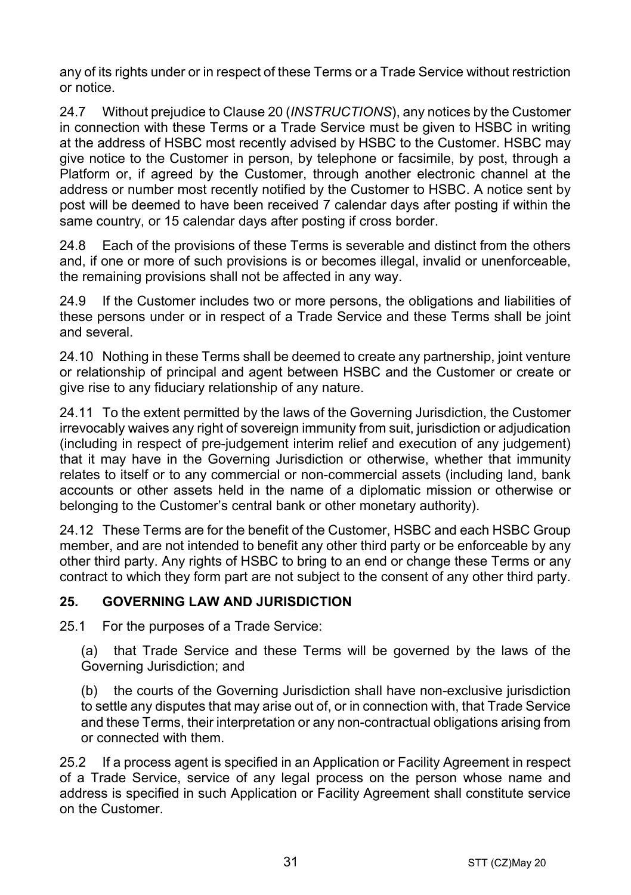any of its rights under or in respect of these Terms or a Trade Service without restriction or notice.

24.7 Without prejudice to Clause 20 (*INSTRUCTIONS*), any notices by the Customer in connection with these Terms or a Trade Service must be given to HSBC in writing at the address of HSBC most recently advised by HSBC to the Customer. HSBC may give notice to the Customer in person, by telephone or facsimile, by post, through a Platform or, if agreed by the Customer, through another electronic channel at the address or number most recently notified by the Customer to HSBC. A notice sent by post will be deemed to have been received 7 calendar days after posting if within the same country, or 15 calendar days after posting if cross border.

24.8 Each of the provisions of these Terms is severable and distinct from the others and, if one or more of such provisions is or becomes illegal, invalid or unenforceable, the remaining provisions shall not be affected in any way.

24.9 If the Customer includes two or more persons, the obligations and liabilities of these persons under or in respect of a Trade Service and these Terms shall be joint and several.

24.10 Nothing in these Terms shall be deemed to create any partnership, joint venture or relationship of principal and agent between HSBC and the Customer or create or give rise to any fiduciary relationship of any nature.

24.11 To the extent permitted by the laws of the Governing Jurisdiction, the Customer irrevocably waives any right of sovereign immunity from suit, jurisdiction or adjudication (including in respect of pre-judgement interim relief and execution of any judgement) that it may have in the Governing Jurisdiction or otherwise, whether that immunity relates to itself or to any commercial or non-commercial assets (including land, bank accounts or other assets held in the name of a diplomatic mission or otherwise or belonging to the Customer's central bank or other monetary authority).

24.12 These Terms are for the benefit of the Customer, HSBC and each HSBC Group member, and are not intended to benefit any other third party or be enforceable by any other third party. Any rights of HSBC to bring to an end or change these Terms or any contract to which they form part are not subject to the consent of any other third party.

## 25. GOVERNING LAW AND JURISDICTION

25.1 For the purposes of a Trade Service:

(a) that Trade Service and these Terms will be governed by the laws of the Governing Jurisdiction; and

(b) the courts of the Governing Jurisdiction shall have non-exclusive jurisdiction to settle any disputes that may arise out of, or in connection with, that Trade Service and these Terms, their interpretation or any non-contractual obligations arising from or connected with them.

25.2 If a process agent is specified in an Application or Facility Agreement in respect of a Trade Service, service of any legal process on the person whose name and address is specified in such Application or Facility Agreement shall constitute service on the Customer.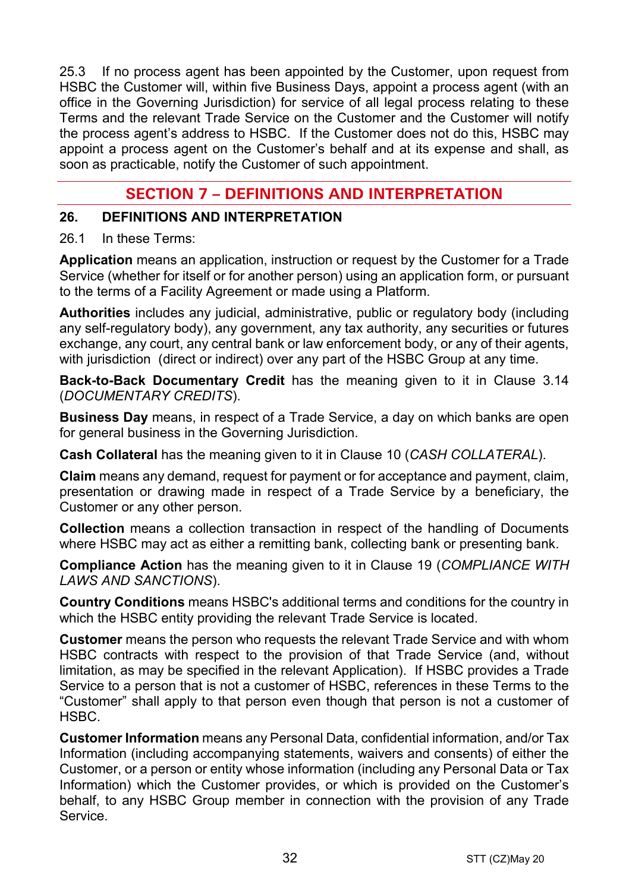25.3 If no process agent has been appointed by the Customer, upon request from HSBC the Customer will, within five Business Days, appoint a process agent (with an office in the Governing Jurisdiction) for service of all legal process relating to these Terms and the relevant Trade Service on the Customer and the Customer will notify the process agent's address to HSBC. If the Customer does not do this, HSBC may appoint a process agent on the Customer's behalf and at its expense and shall, as soon as practicable, notify the Customer of such appointment.

## SECTION 7 – DEFINITIONS AND INTERPRETATION

### 26. DEFINITIONS AND INTERPRETATION

26.1 In these Terms:

**Application** means an application, instruction or request by the Customer for a Trade Service (whether for itself or for another person) using an application form, or pursuant to the terms of a Facility Agreement or made using a Platform.

**Authorities** includes any judicial, administrative, public or regulatory body (including any self-regulatory body), any government, any tax authority, any securities or futures exchange, any court, any central bank or law enforcement body, or any of their agents, with jurisdiction (direct or indirect) over any part of the HSBC Group at any time.

**Back-to-Back Documentary Credit** has the meaning given to it in Clause 3.14 (*DOCUMENTARY CREDITS*).

**Business Day** means, in respect of a Trade Service, a day on which banks are open for general business in the Governing Jurisdiction.

**Cash Collateral** has the meaning given to it in Clause 10 (*CASH COLLATERAL*).

**Claim** means any demand, request for payment or for acceptance and payment, claim, presentation or drawing made in respect of a Trade Service by a beneficiary, the Customer or any other person.

**Collection** means a collection transaction in respect of the handling of Documents where HSBC may act as either a remitting bank, collecting bank or presenting bank.

**Compliance Action** has the meaning given to it in Clause 19 (*COMPLIANCE WITH LAWS AND SANCTIONS*).

**Country Conditions** means HSBC's additional terms and conditions for the country in which the HSBC entity providing the relevant Trade Service is located.

**Customer** means the person who requests the relevant Trade Service and with whom HSBC contracts with respect to the provision of that Trade Service (and, without limitation, as may be specified in the relevant Application). If HSBC provides a Trade Service to a person that is not a customer of HSBC, references in these Terms to the "Customer" shall apply to that person even though that person is not a customer of HSBC.

**Customer Information** means any Personal Data, confidential information, and/or Tax Information (including accompanying statements, waivers and consents) of either the Customer, or a person or entity whose information (including any Personal Data or Tax Information) which the Customer provides, or which is provided on the Customer's behalf, to any HSBC Group member in connection with the provision of any Trade Service.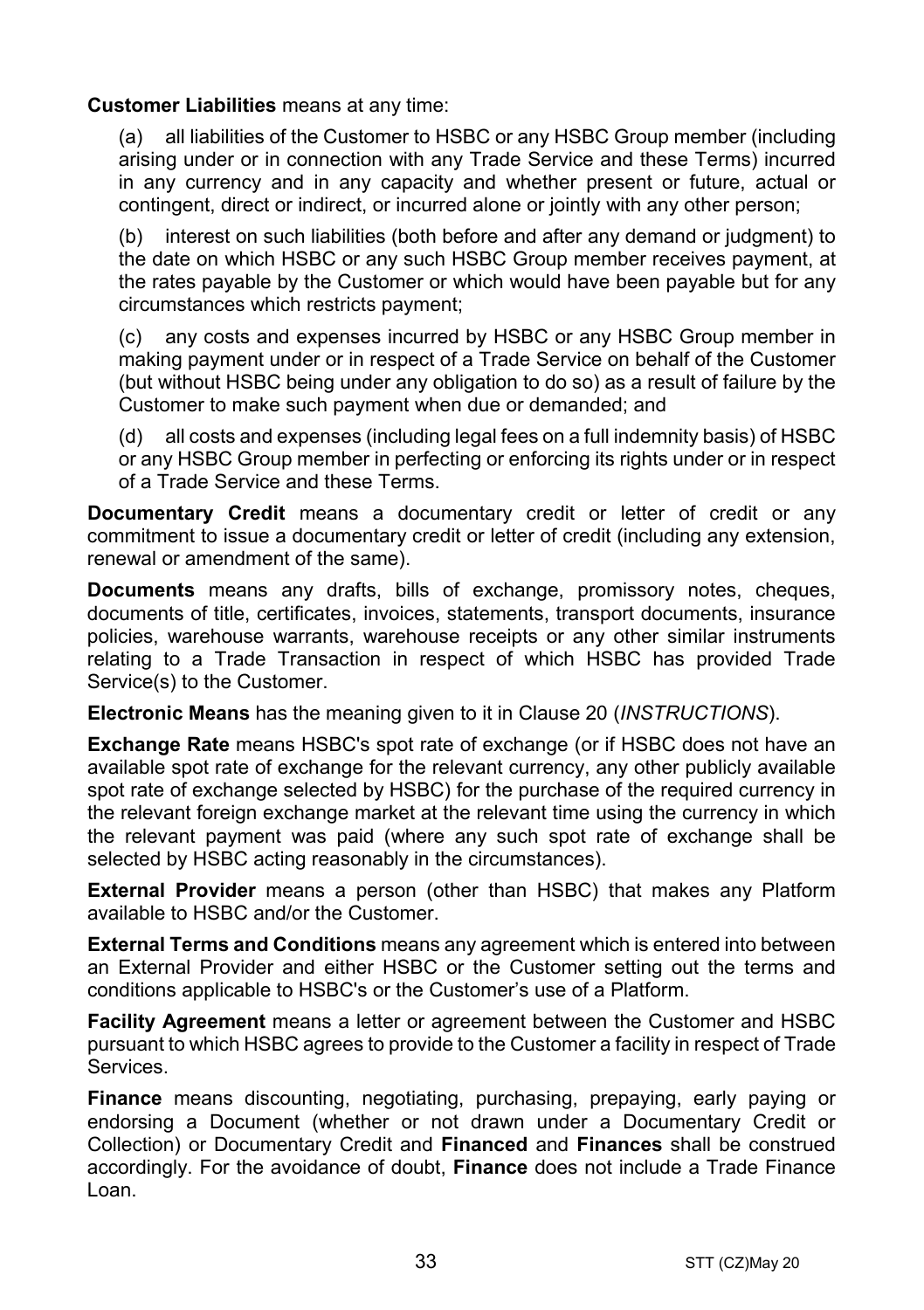**Customer Liabilities** means at any time:

(a) all liabilities of the Customer to HSBC or any HSBC Group member (including arising under or in connection with any Trade Service and these Terms) incurred in any currency and in any capacity and whether present or future, actual or contingent, direct or indirect, or incurred alone or jointly with any other person;

(b) interest on such liabilities (both before and after any demand or judgment) to the date on which HSBC or any such HSBC Group member receives payment, at the rates payable by the Customer or which would have been payable but for any circumstances which restricts payment;

(c) any costs and expenses incurred by HSBC or any HSBC Group member in making payment under or in respect of a Trade Service on behalf of the Customer (but without HSBC being under any obligation to do so) as a result of failure by the Customer to make such payment when due or demanded; and

(d) all costs and expenses (including legal fees on a full indemnity basis) of HSBC or any HSBC Group member in perfecting or enforcing its rights under or in respect of a Trade Service and these Terms.

**Documentary Credit** means a documentary credit or letter of credit or any commitment to issue a documentary credit or letter of credit (including any extension, renewal or amendment of the same).

**Documents** means any drafts, bills of exchange, promissory notes, cheques, documents of title, certificates, invoices, statements, transport documents, insurance policies, warehouse warrants, warehouse receipts or any other similar instruments relating to a Trade Transaction in respect of which HSBC has provided Trade Service(s) to the Customer.

**Electronic Means** has the meaning given to it in Clause 20 (*INSTRUCTIONS*).

**Exchange Rate** means HSBC's spot rate of exchange (or if HSBC does not have an available spot rate of exchange for the relevant currency, any other publicly available spot rate of exchange selected by HSBC) for the purchase of the required currency in the relevant foreign exchange market at the relevant time using the currency in which the relevant payment was paid (where any such spot rate of exchange shall be selected by HSBC acting reasonably in the circumstances).

**External Provider** means a person (other than HSBC) that makes any Platform available to HSBC and/or the Customer.

**External Terms and Conditions** means any agreement which is entered into between an External Provider and either HSBC or the Customer setting out the terms and conditions applicable to HSBC's or the Customer's use of a Platform.

**Facility Agreement** means a letter or agreement between the Customer and HSBC pursuant to which HSBC agrees to provide to the Customer a facility in respect of Trade Services.

**Finance** means discounting, negotiating, purchasing, prepaying, early paying or endorsing a Document (whether or not drawn under a Documentary Credit or Collection) or Documentary Credit and **Financed** and **Finances** shall be construed accordingly. For the avoidance of doubt, **Finance** does not include a Trade Finance Loan.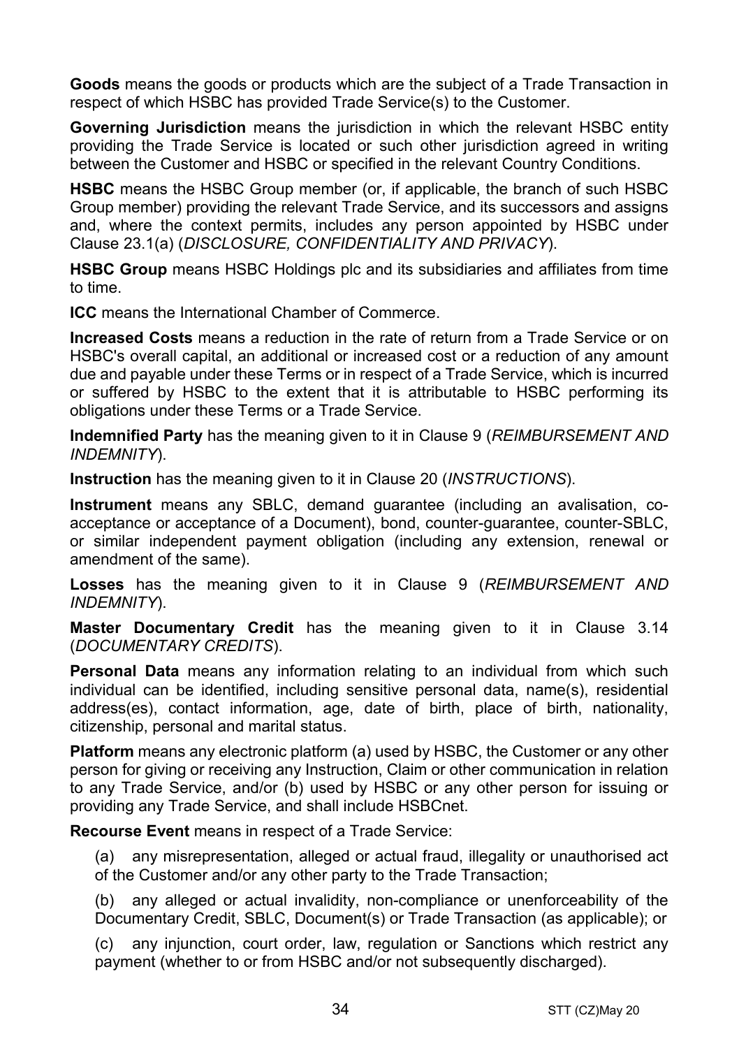**Goods** means the goods or products which are the subject of a Trade Transaction in respect of which HSBC has provided Trade Service(s) to the Customer.

**Governing Jurisdiction** means the jurisdiction in which the relevant HSBC entity providing the Trade Service is located or such other jurisdiction agreed in writing between the Customer and HSBC or specified in the relevant Country Conditions.

**HSBC** means the HSBC Group member (or, if applicable, the branch of such HSBC Group member) providing the relevant Trade Service, and its successors and assigns and, where the context permits, includes any person appointed by HSBC under Clause 23.1(a) (*DISCLOSURE, CONFIDENTIALITY AND PRIVACY*).

**HSBC Group** means HSBC Holdings plc and its subsidiaries and affiliates from time to time.

**ICC** means the International Chamber of Commerce.

**Increased Costs** means a reduction in the rate of return from a Trade Service or on HSBC's overall capital, an additional or increased cost or a reduction of any amount due and payable under these Terms or in respect of a Trade Service, which is incurred or suffered by HSBC to the extent that it is attributable to HSBC performing its obligations under these Terms or a Trade Service.

**Indemnified Party** has the meaning given to it in Clause 9 (*REIMBURSEMENT AND INDEMNITY*).

**Instruction** has the meaning given to it in Clause 20 (*INSTRUCTIONS*).

**Instrument** means any SBLC, demand guarantee (including an avalisation, co-acceptance or acceptance of a Document), bond, counter-guarantee, counter-SBLC, or similar independent payment obligation (including any extension, renewal or amendment of the same).

**Losses** has the meaning given to it in Clause 9 (*REIMBURSEMENT AND INDEMNITY*).

**Master Documentary Credit** has the meaning given to it in Clause 3.14 (*DOCUMENTARY CREDITS*).

**Personal Data** means any information relating to an individual from which such individual can be identified, including sensitive personal data, name(s), residential address(es), contact information, age, date of birth, place of birth, nationality, citizenship, personal and marital status.

**Platform** means any electronic platform (a) used by HSBC, the Customer or any other person for giving or receiving any Instruction, Claim or other communication in relation to any Trade Service, and/or (b) used by HSBC or any other person for issuing or providing any Trade Service, and shall include HSBCnet.

**Recourse Event** means in respect of a Trade Service:

(a) any misrepresentation, alleged or actual fraud, illegality or unauthorised act of the Customer and/or any other party to the Trade Transaction;

(b) any alleged or actual invalidity, non-compliance or unenforceability of the Documentary Credit, SBLC, Document(s) or Trade Transaction (as applicable); or

(c) any injunction, court order, law, regulation or Sanctions which restrict any payment (whether to or from HSBC and/or not subsequently discharged).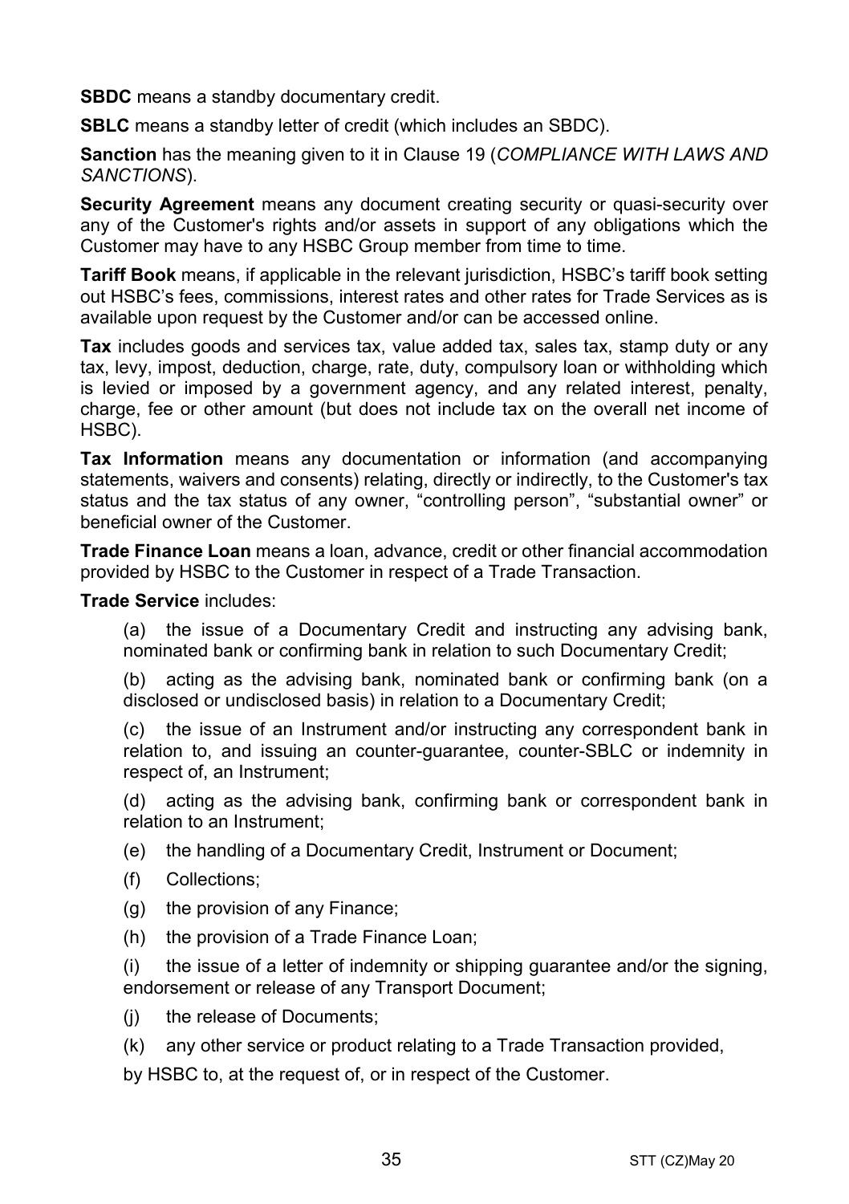**SBDC** means a standby documentary credit.

**SBLC** means a standby letter of credit (which includes an SBDC).

**Sanction** has the meaning given to it in Clause 19 (*COMPLIANCE WITH LAWS AND SANCTIONS*).

**Security Agreement** means any document creating security or quasi-security over any of the Customer's rights and/or assets in support of any obligations which the Customer may have to any HSBC Group member from time to time.

**Tariff Book** means, if applicable in the relevant jurisdiction, HSBC's tariff book setting out HSBC's fees, commissions, interest rates and other rates for Trade Services as is available upon request by the Customer and/or can be accessed online.

**Tax** includes goods and services tax, value added tax, sales tax, stamp duty or any tax, levy, impost, deduction, charge, rate, duty, compulsory loan or withholding which is levied or imposed by a government agency, and any related interest, penalty, charge, fee or other amount (but does not include tax on the overall net income of HSBC).

**Tax Information** means any documentation or information (and accompanying statements, waivers and consents) relating, directly or indirectly, to the Customer's tax status and the tax status of any owner, "controlling person", "substantial owner" or beneficial owner of the Customer.

**Trade Finance Loan** means a loan, advance, credit or other financial accommodation provided by HSBC to the Customer in respect of a Trade Transaction.

**Trade Service** includes:

(a) the issue of a Documentary Credit and instructing any advising bank, nominated bank or confirming bank in relation to such Documentary Credit;

(b) acting as the advising bank, nominated bank or confirming bank (on a disclosed or undisclosed basis) in relation to a Documentary Credit;

(c) the issue of an Instrument and/or instructing any correspondent bank in relation to, and issuing an counter-guarantee, counter-SBLC or indemnity in respect of, an Instrument;

(d) acting as the advising bank, confirming bank or correspondent bank in relation to an Instrument;

(e) the handling of a Documentary Credit, Instrument or Document;

(f) Collections;

(g) the provision of any Finance;

(h) the provision of a Trade Finance Loan;

(i) the issue of a letter of indemnity or shipping guarantee and/or the signing, endorsement or release of any Transport Document;

(j) the release of Documents;

(k) any other service or product relating to a Trade Transaction provided,

by HSBC to, at the request of, or in respect of the Customer.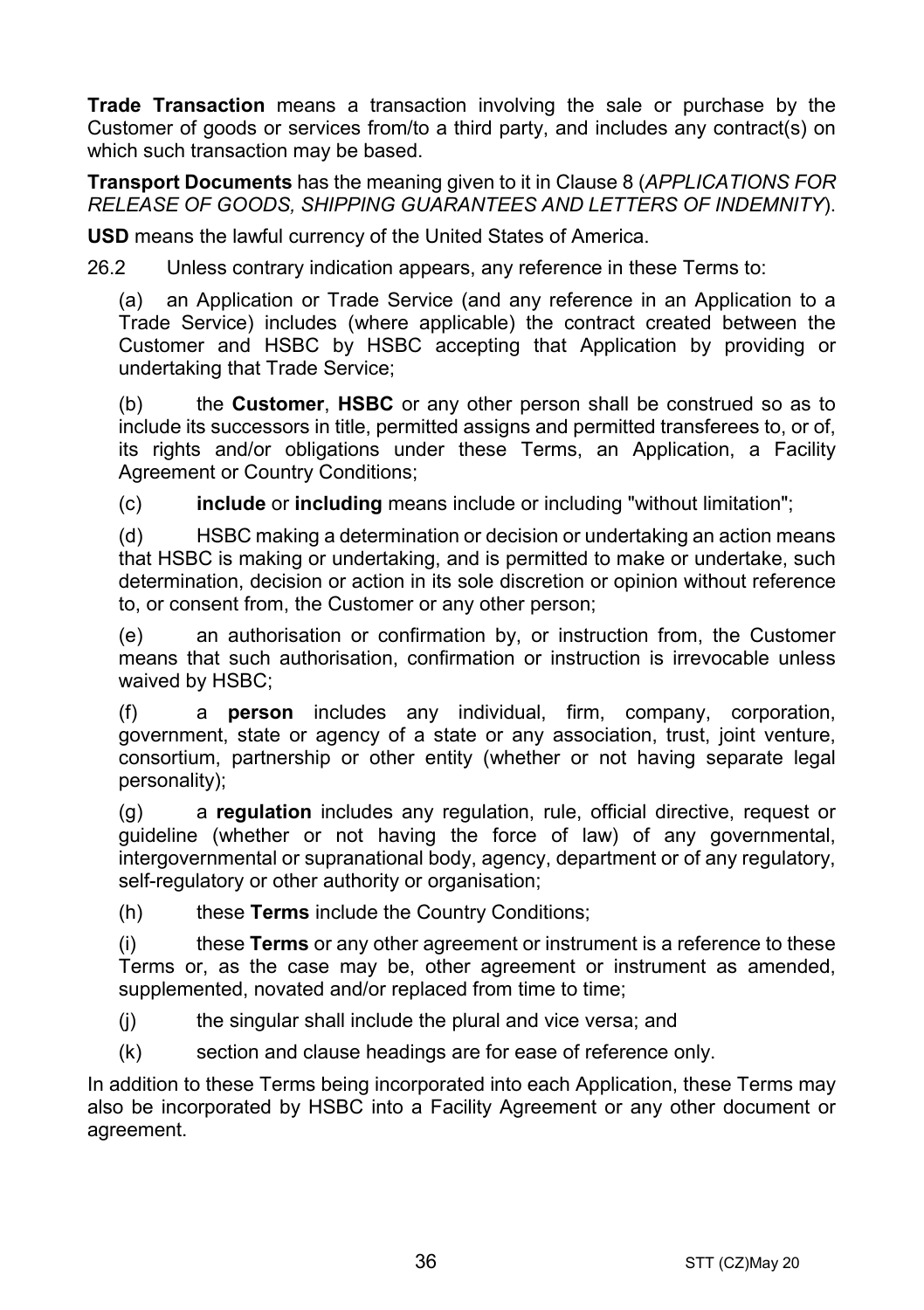**Trade Transaction** means a transaction involving the sale or purchase by the Customer of goods or services from/to a third party, and includes any contract(s) on which such transaction may be based.

**Transport Documents** has the meaning given to it in Clause 8 (*APPLICATIONS FOR RELEASE OF GOODS, SHIPPING GUARANTEES AND LETTERS OF INDEMNITY*).

**USD** means the lawful currency of the United States of America.

26.2 Unless contrary indication appears, any reference in these Terms to:

(a) an Application or Trade Service (and any reference in an Application to a Trade Service) includes (where applicable) the contract created between the Customer and HSBC by HSBC accepting that Application by providing or undertaking that Trade Service;

(b) the **Customer**, **HSBC** or any other person shall be construed so as to include its successors in title, permitted assigns and permitted transferees to, or of, its rights and/or obligations under these Terms, an Application, a Facility Agreement or Country Conditions;

(c) **include** or **including** means include or including "without limitation";

(d) HSBC making a determination or decision or undertaking an action means that HSBC is making or undertaking, and is permitted to make or undertake, such determination, decision or action in its sole discretion or opinion without reference to, or consent from, the Customer or any other person;

(e) an authorisation or confirmation by, or instruction from, the Customer means that such authorisation, confirmation or instruction is irrevocable unless waived by HSBC;

(f) a **person** includes any individual, firm, company, corporation, government, state or agency of a state or any association, trust, joint venture, consortium, partnership or other entity (whether or not having separate legal personality);

(g) a **regulation** includes any regulation, rule, official directive, request or guideline (whether or not having the force of law) of any governmental, intergovernmental or supranational body, agency, department or of any regulatory, self-regulatory or other authority or organisation;

(h) these **Terms** include the Country Conditions;

(i) these **Terms** or any other agreement or instrument is a reference to these Terms or, as the case may be, other agreement or instrument as amended, supplemented, novated and/or replaced from time to time;

(j) the singular shall include the plural and vice versa; and

(k) section and clause headings are for ease of reference only.

In addition to these Terms being incorporated into each Application, these Terms may also be incorporated by HSBC into a Facility Agreement or any other document or agreement.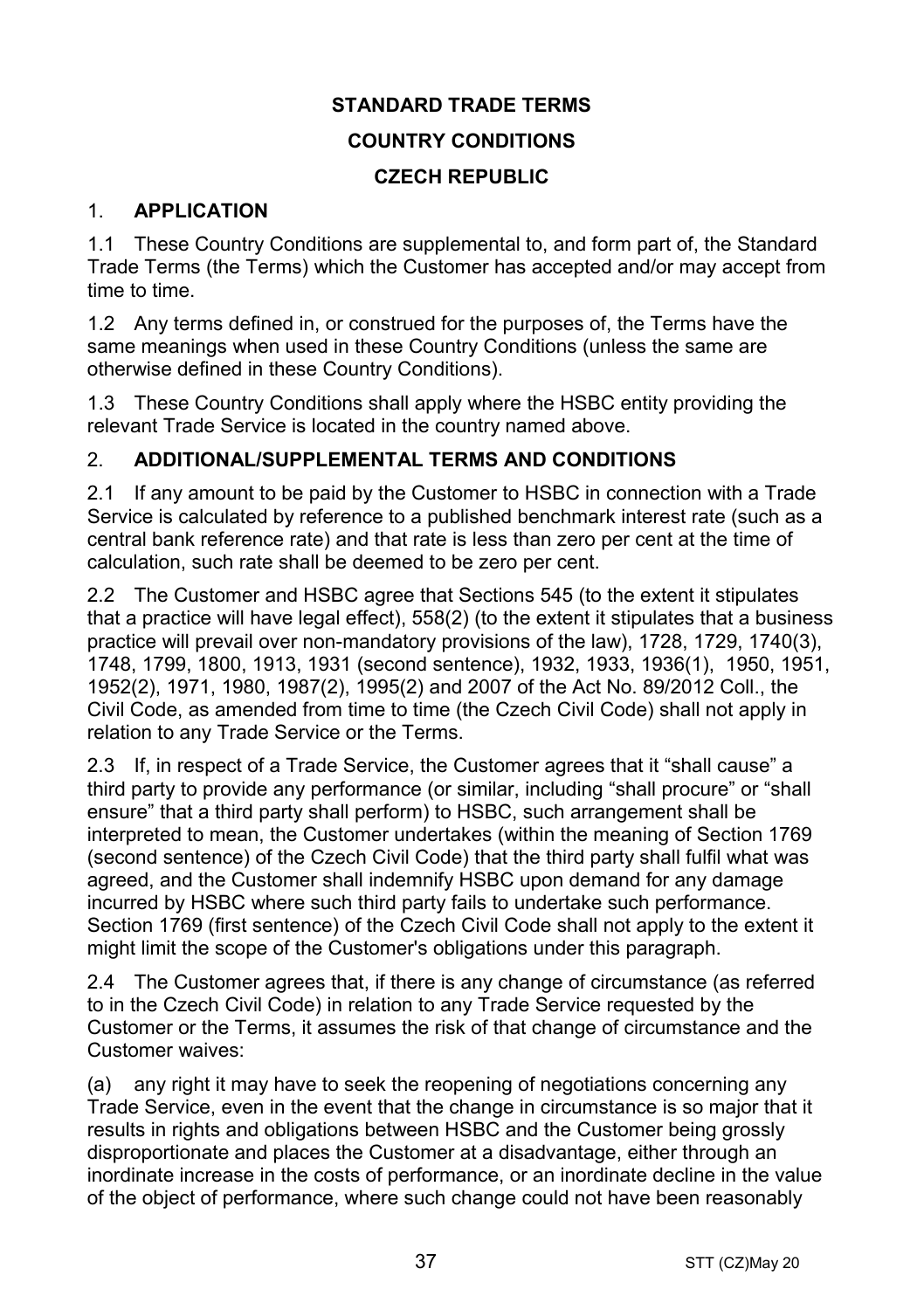# STANDARD TRADE TERMS

## COUNTRY CONDITIONS

## CZECH REPUBLIC

### 1. APPLICATION

1.1 These Country Conditions are supplemental to, and form part of, the Standard Trade Terms (the Terms) which the Customer has accepted and/or may accept from time to time.

1.2 Any terms defined in, or construed for the purposes of, the Terms have the same meanings when used in these Country Conditions (unless the same are otherwise defined in these Country Conditions).

1.3 These Country Conditions shall apply where the HSBC entity providing the relevant Trade Service is located in the country named above.

### 2. ADDITIONAL/SUPPLEMENTAL TERMS AND CONDITIONS

2.1 If any amount to be paid by the Customer to HSBC in connection with a Trade Service is calculated by reference to a published benchmark interest rate (such as a central bank reference rate) and that rate is less than zero per cent at the time of calculation, such rate shall be deemed to be zero per cent.

2.2 The Customer and HSBC agree that Sections 545 (to the extent it stipulates that a practice will have legal effect), 558(2) (to the extent it stipulates that a business practice will prevail over non-mandatory provisions of the law), 1728, 1729, 1740(3), 1748, 1799, 1800, 1913, 1931 (second sentence), 1932, 1933, 1936(1), 1950, 1951, 1952(2), 1971, 1980, 1987(2), 1995(2) and 2007 of the Act No. 89/2012 Coll., the Civil Code, as amended from time to time (the Czech Civil Code) shall not apply in relation to any Trade Service or the Terms.

2.3 If, in respect of a Trade Service, the Customer agrees that it "shall cause" a third party to provide any performance (or similar, including "shall procure" or "shall ensure" that a third party shall perform) to HSBC, such arrangement shall be interpreted to mean, the Customer undertakes (within the meaning of Section 1769 (second sentence) of the Czech Civil Code) that the third party shall fulfil what was agreed, and the Customer shall indemnify HSBC upon demand for any damage incurred by HSBC where such third party fails to undertake such performance. Section 1769 (first sentence) of the Czech Civil Code shall not apply to the extent it might limit the scope of the Customer's obligations under this paragraph.

2.4 The Customer agrees that, if there is any change of circumstance (as referred to in the Czech Civil Code) in relation to any Trade Service requested by the Customer or the Terms, it assumes the risk of that change of circumstance and the Customer waives:

(a) any right it may have to seek the reopening of negotiations concerning any Trade Service, even in the event that the change in circumstance is so major that it results in rights and obligations between HSBC and the Customer being grossly disproportionate and places the Customer at a disadvantage, either through an inordinate increase in the costs of performance, or an inordinate decline in the value of the object of performance, where such change could not have been reasonably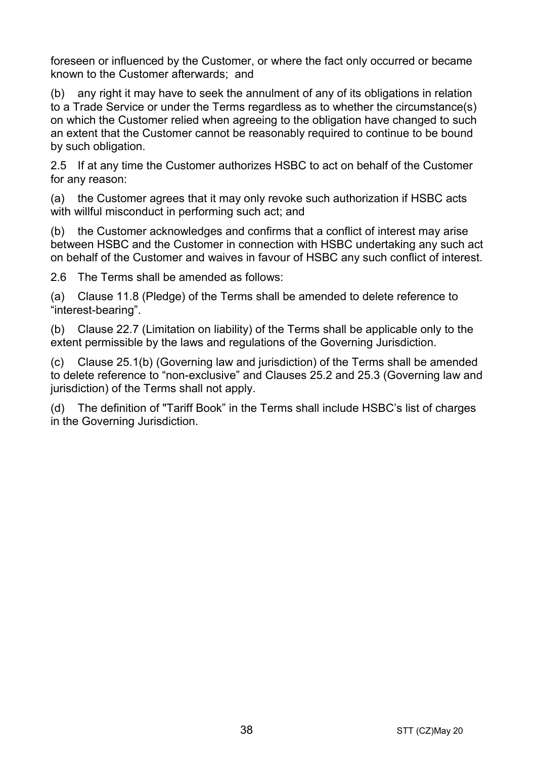foreseen or influenced by the Customer, or where the fact only occurred or became known to the Customer afterwards; and

(b) any right it may have to seek the annulment of any of its obligations in relation to a Trade Service or under the Terms regardless as to whether the circumstance(s) on which the Customer relied when agreeing to the obligation have changed to such an extent that the Customer cannot be reasonably required to continue to be bound by such obligation.

2.5 If at any time the Customer authorizes HSBC to act on behalf of the Customer for any reason:

(a) the Customer agrees that it may only revoke such authorization if HSBC acts with willful misconduct in performing such act; and

(b) the Customer acknowledges and confirms that a conflict of interest may arise between HSBC and the Customer in connection with HSBC undertaking any such act on behalf of the Customer and waives in favour of HSBC any such conflict of interest.

2.6 The Terms shall be amended as follows:

(a) Clause 11.8 (Pledge) of the Terms shall be amended to delete reference to "interest-bearing".

(b) Clause 22.7 (Limitation on liability) of the Terms shall be applicable only to the extent permissible by the laws and regulations of the Governing Jurisdiction.

(c) Clause 25.1(b) (Governing law and jurisdiction) of the Terms shall be amended to delete reference to "non-exclusive" and Clauses 25.2 and 25.3 (Governing law and jurisdiction) of the Terms shall not apply.

(d) The definition of "Tariff Book" in the Terms shall include HSBC's list of charges in the Governing Jurisdiction.